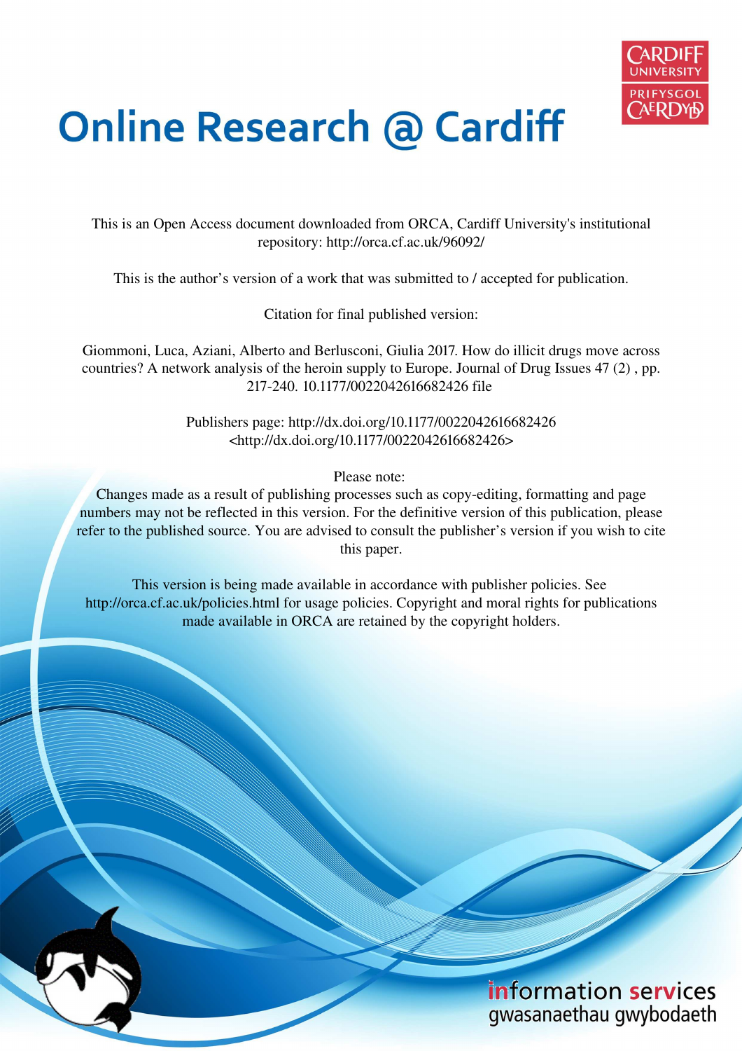# Online Research @ Cardiff

This is an Open Access document downloaded from ORCA, Cardiff University's institutional repository: http://orca.cf.ac.uk/96092/

This is the author's version of a work that was submitted to / accepted for publication.

Citation for final published version:

Giommoni, Luca, Aziani, Alberto and Berlusconi, Giulia 2017. How do illicit drugs move across countries? A network analysis of the heroin supply to Europe. Journal of Drug Issues 47 (2) , pp. 217-240. 10.1177/0022042616682426 file

Publishers page: http://dx.doi.org/10.1177/0022042616682426 <http://dx.doi.org/10.1177/0022042616682426>

Please note:
Changes made as a result of publishing processes such as copy-editing, formatting and page numbers may not be reflected in this version. For the definitive version of this publication, please refer to the published source. You are advised to consult the publisher's version if you wish to cite this paper.

This version is being made available in accordance with publisher policies. See http://orca.cf.ac.uk/policies.html for usage policies. Copyright and moral rights for publications made available in ORCA are retained by the copyright holders.

information services
gwasanaethau gwybodaeth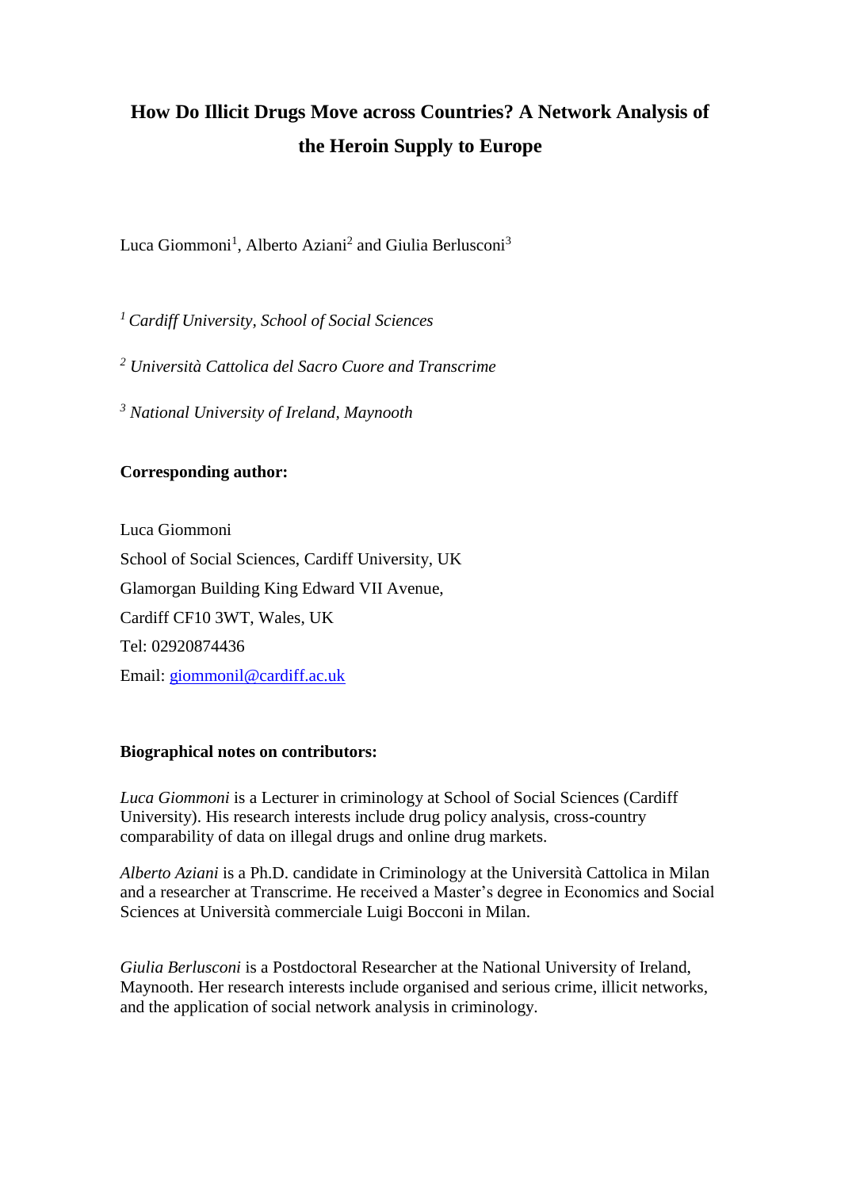# How Do Illicit Drugs Move across Countries? A Network Analysis of the Heroin Supply to Europe

Luca Giommoni[1], Alberto Aziani[2] and Giulia Berlusconi[3]

[1] *Cardiff University, School of Social Sciences*

[2] *Università Cattolica del Sacro Cuore and Transcrime*

[3] *National University of Ireland, Maynooth*

**Corresponding author:**

Luca Giommoni

School of Social Sciences, Cardiff University, UK

Glamorgan Building King Edward VII Avenue,

Cardiff CF10 3WT, Wales, UK

Tel: 02920874436

Email: giommonil@cardiff.ac.uk

**Biographical notes on contributors:**

*Luca Giommoni* is a Lecturer in criminology at School of Social Sciences (Cardiff University). His research interests include drug policy analysis, cross-country comparability of data on illegal drugs and online drug markets.

*Alberto Aziani* is a Ph.D. candidate in Criminology at the Università Cattolica in Milan and a researcher at Transcrime. He received a Master's degree in Economics and Social Sciences at Università commerciale Luigi Bocconi in Milan.

*Giulia Berlusconi* is a Postdoctoral Researcher at the National University of Ireland, Maynooth. Her research interests include organised and serious crime, illicit networks, and the application of social network analysis in criminology.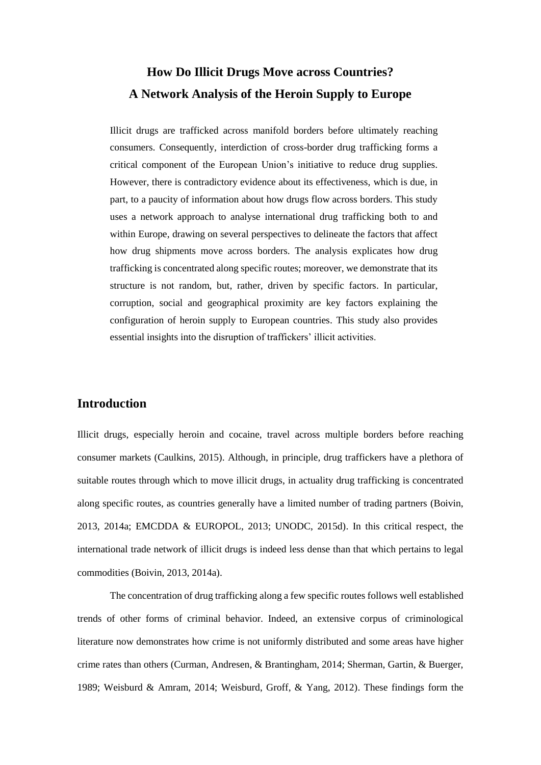# How Do Illicit Drugs Move across Countries?
# A Network Analysis of the Heroin Supply to Europe

Illicit drugs are trafficked across manifold borders before ultimately reaching consumers. Consequently, interdiction of cross-border drug trafficking forms a critical component of the European Union's initiative to reduce drug supplies. However, there is contradictory evidence about its effectiveness, which is due, in part, to a paucity of information about how drugs flow across borders. This study uses a network approach to analyse international drug trafficking both to and within Europe, drawing on several perspectives to delineate the factors that affect how drug shipments move across borders. The analysis explicates how drug trafficking is concentrated along specific routes; moreover, we demonstrate that its structure is not random, but, rather, driven by specific factors. In particular, corruption, social and geographical proximity are key factors explaining the configuration of heroin supply to European countries. This study also provides essential insights into the disruption of traffickers' illicit activities.

## Introduction

Illicit drugs, especially heroin and cocaine, travel across multiple borders before reaching consumer markets (Caulkins, 2015). Although, in principle, drug traffickers have a plethora of suitable routes through which to move illicit drugs, in actuality drug trafficking is concentrated along specific routes, as countries generally have a limited number of trading partners (Boivin, 2013, 2014a; EMCDDA & EUROPOL, 2013; UNODC, 2015d). In this critical respect, the international trade network of illicit drugs is indeed less dense than that which pertains to legal commodities (Boivin, 2013, 2014a).

The concentration of drug trafficking along a few specific routes follows well established trends of other forms of criminal behavior. Indeed, an extensive corpus of criminological literature now demonstrates how crime is not uniformly distributed and some areas have higher crime rates than others (Curman, Andresen, & Brantingham, 2014; Sherman, Gartin, & Buerger, 1989; Weisburd & Amram, 2014; Weisburd, Groff, & Yang, 2012). These findings form the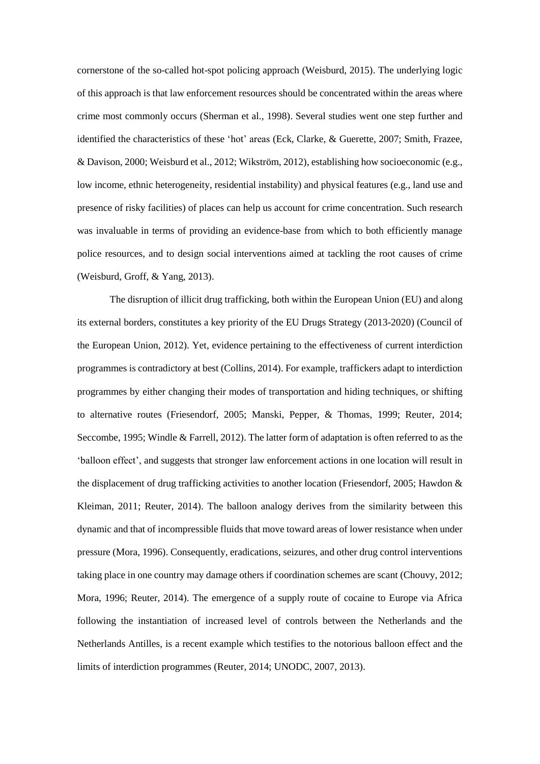cornerstone of the so-called hot-spot policing approach (Weisburd, 2015). The underlying logic of this approach is that law enforcement resources should be concentrated within the areas where crime most commonly occurs (Sherman et al., 1998). Several studies went one step further and identified the characteristics of these 'hot' areas (Eck, Clarke, & Guerette, 2007; Smith, Frazee, & Davison, 2000; Weisburd et al., 2012; Wikström, 2012), establishing how socioeconomic (e.g., low income, ethnic heterogeneity, residential instability) and physical features (e.g., land use and presence of risky facilities) of places can help us account for crime concentration. Such research was invaluable in terms of providing an evidence-base from which to both efficiently manage police resources, and to design social interventions aimed at tackling the root causes of crime (Weisburd, Groff, & Yang, 2013).

The disruption of illicit drug trafficking, both within the European Union (EU) and along its external borders, constitutes a key priority of the EU Drugs Strategy (2013-2020) (Council of the European Union, 2012). Yet, evidence pertaining to the effectiveness of current interdiction programmes is contradictory at best (Collins, 2014). For example, traffickers adapt to interdiction programmes by either changing their modes of transportation and hiding techniques, or shifting to alternative routes (Friesendorf, 2005; Manski, Pepper, & Thomas, 1999; Reuter, 2014; Seccombe, 1995; Windle & Farrell, 2012). The latter form of adaptation is often referred to as the 'balloon effect', and suggests that stronger law enforcement actions in one location will result in the displacement of drug trafficking activities to another location (Friesendorf, 2005; Hawdon & Kleiman, 2011; Reuter, 2014). The balloon analogy derives from the similarity between this dynamic and that of incompressible fluids that move toward areas of lower resistance when under pressure (Mora, 1996). Consequently, eradications, seizures, and other drug control interventions taking place in one country may damage others if coordination schemes are scant (Chouvy, 2012; Mora, 1996; Reuter, 2014). The emergence of a supply route of cocaine to Europe via Africa following the instantiation of increased level of controls between the Netherlands and the Netherlands Antilles, is a recent example which testifies to the notorious balloon effect and the limits of interdiction programmes (Reuter, 2014; UNODC, 2007, 2013).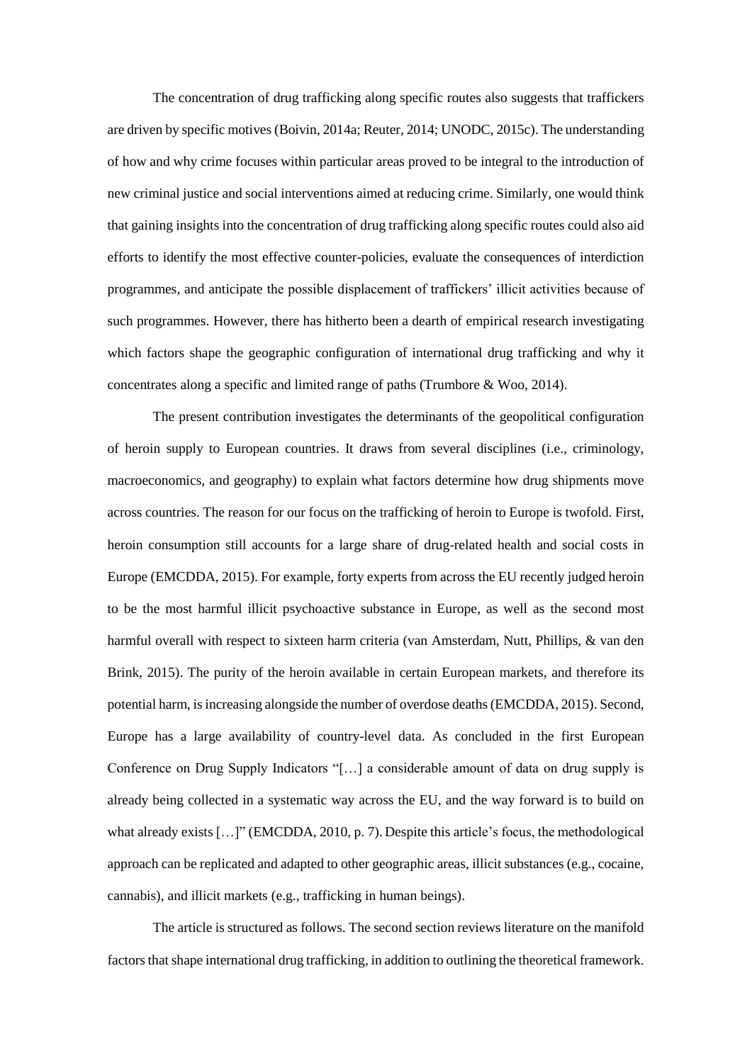The concentration of drug trafficking along specific routes also suggests that traffickers are driven by specific motives (Boivin, 2014a; Reuter, 2014; UNODC, 2015c). The understanding of how and why crime focuses within particular areas proved to be integral to the introduction of new criminal justice and social interventions aimed at reducing crime. Similarly, one would think that gaining insights into the concentration of drug trafficking along specific routes could also aid efforts to identify the most effective counter-policies, evaluate the consequences of interdiction programmes, and anticipate the possible displacement of traffickers' illicit activities because of such programmes. However, there has hitherto been a dearth of empirical research investigating which factors shape the geographic configuration of international drug trafficking and why it concentrates along a specific and limited range of paths (Trumbore & Woo, 2014).

The present contribution investigates the determinants of the geopolitical configuration of heroin supply to European countries. It draws from several disciplines (i.e., criminology, macroeconomics, and geography) to explain what factors determine how drug shipments move across countries. The reason for our focus on the trafficking of heroin to Europe is twofold. First, heroin consumption still accounts for a large share of drug-related health and social costs in Europe (EMCDDA, 2015). For example, forty experts from across the EU recently judged heroin to be the most harmful illicit psychoactive substance in Europe, as well as the second most harmful overall with respect to sixteen harm criteria (van Amsterdam, Nutt, Phillips, & van den Brink, 2015). The purity of the heroin available in certain European markets, and therefore its potential harm, is increasing alongside the number of overdose deaths (EMCDDA, 2015). Second, Europe has a large availability of country-level data. As concluded in the first European Conference on Drug Supply Indicators "[…] a considerable amount of data on drug supply is already being collected in a systematic way across the EU, and the way forward is to build on what already exists […]" (EMCDDA, 2010, p. 7). Despite this article's focus, the methodological approach can be replicated and adapted to other geographic areas, illicit substances (e.g., cocaine, cannabis), and illicit markets (e.g., trafficking in human beings).

The article is structured as follows. The second section reviews literature on the manifold factors that shape international drug trafficking, in addition to outlining the theoretical framework.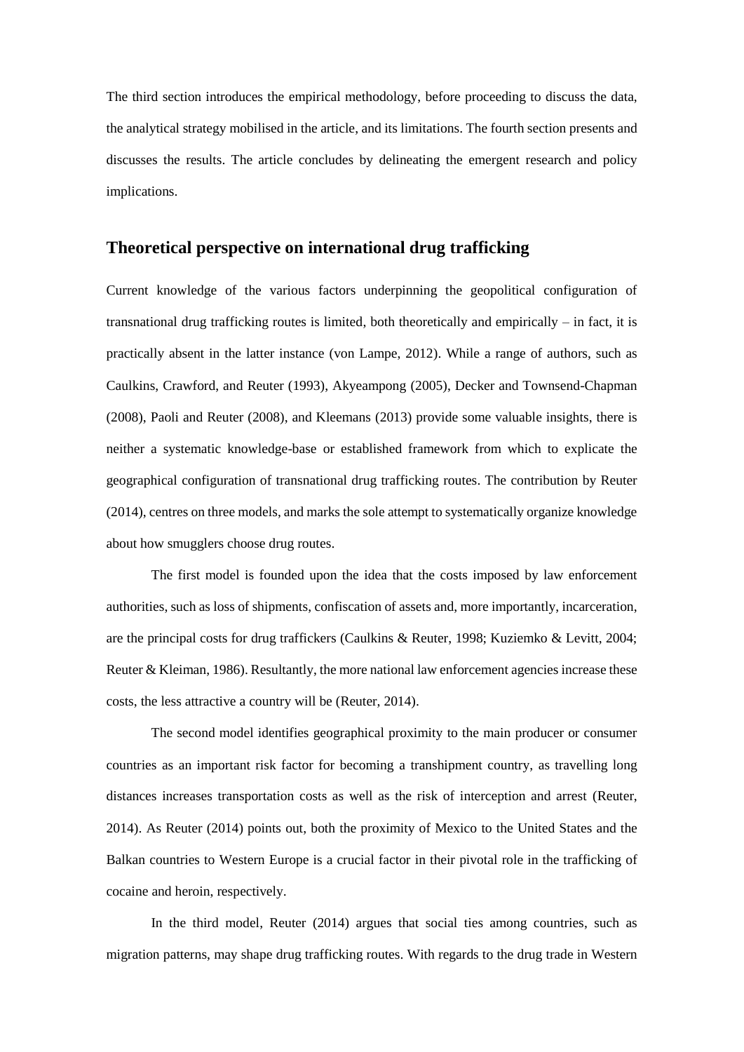The third section introduces the empirical methodology, before proceeding to discuss the data, the analytical strategy mobilised in the article, and its limitations. The fourth section presents and discusses the results. The article concludes by delineating the emergent research and policy implications.

## Theoretical perspective on international drug trafficking

Current knowledge of the various factors underpinning the geopolitical configuration of transnational drug trafficking routes is limited, both theoretically and empirically – in fact, it is practically absent in the latter instance (von Lampe, 2012). While a range of authors, such as Caulkins, Crawford, and Reuter (1993), Akyeampong (2005), Decker and Townsend-Chapman (2008), Paoli and Reuter (2008), and Kleemans (2013) provide some valuable insights, there is neither a systematic knowledge-base or established framework from which to explicate the geographical configuration of transnational drug trafficking routes. The contribution by Reuter (2014), centres on three models, and marks the sole attempt to systematically organize knowledge about how smugglers choose drug routes.

The first model is founded upon the idea that the costs imposed by law enforcement authorities, such as loss of shipments, confiscation of assets and, more importantly, incarceration, are the principal costs for drug traffickers (Caulkins & Reuter, 1998; Kuziemko & Levitt, 2004; Reuter & Kleiman, 1986). Resultantly, the more national law enforcement agencies increase these costs, the less attractive a country will be (Reuter, 2014).

The second model identifies geographical proximity to the main producer or consumer countries as an important risk factor for becoming a transhipment country, as travelling long distances increases transportation costs as well as the risk of interception and arrest (Reuter, 2014). As Reuter (2014) points out, both the proximity of Mexico to the United States and the Balkan countries to Western Europe is a crucial factor in their pivotal role in the trafficking of cocaine and heroin, respectively.

In the third model, Reuter (2014) argues that social ties among countries, such as migration patterns, may shape drug trafficking routes. With regards to the drug trade in Western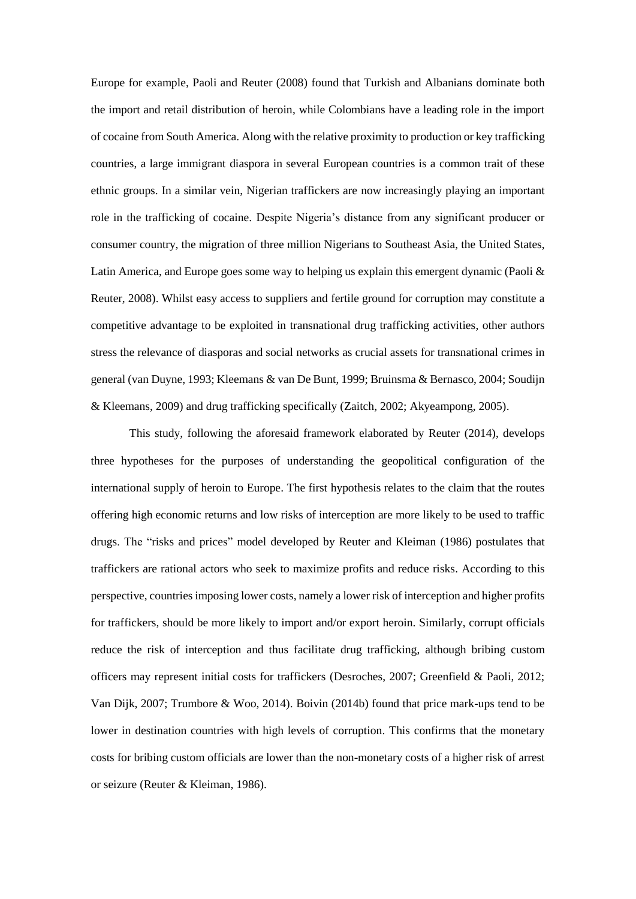Europe for example, Paoli and Reuter (2008) found that Turkish and Albanians dominate both the import and retail distribution of heroin, while Colombians have a leading role in the import of cocaine from South America. Along with the relative proximity to production or key trafficking countries, a large immigrant diaspora in several European countries is a common trait of these ethnic groups. In a similar vein, Nigerian traffickers are now increasingly playing an important role in the trafficking of cocaine. Despite Nigeria's distance from any significant producer or consumer country, the migration of three million Nigerians to Southeast Asia, the United States, Latin America, and Europe goes some way to helping us explain this emergent dynamic (Paoli & Reuter, 2008). Whilst easy access to suppliers and fertile ground for corruption may constitute a competitive advantage to be exploited in transnational drug trafficking activities, other authors stress the relevance of diasporas and social networks as crucial assets for transnational crimes in general (van Duyne, 1993; Kleemans & van De Bunt, 1999; Bruinsma & Bernasco, 2004; Soudijn & Kleemans, 2009) and drug trafficking specifically (Zaitch, 2002; Akyeampong, 2005).

This study, following the aforesaid framework elaborated by Reuter (2014), develops three hypotheses for the purposes of understanding the geopolitical configuration of the international supply of heroin to Europe. The first hypothesis relates to the claim that the routes offering high economic returns and low risks of interception are more likely to be used to traffic drugs. The "risks and prices" model developed by Reuter and Kleiman (1986) postulates that traffickers are rational actors who seek to maximize profits and reduce risks. According to this perspective, countries imposing lower costs, namely a lower risk of interception and higher profits for traffickers, should be more likely to import and/or export heroin. Similarly, corrupt officials reduce the risk of interception and thus facilitate drug trafficking, although bribing custom officers may represent initial costs for traffickers (Desroches, 2007; Greenfield & Paoli, 2012; Van Dijk, 2007; Trumbore & Woo, 2014). Boivin (2014b) found that price mark-ups tend to be lower in destination countries with high levels of corruption. This confirms that the monetary costs for bribing custom officials are lower than the non-monetary costs of a higher risk of arrest or seizure (Reuter & Kleiman, 1986).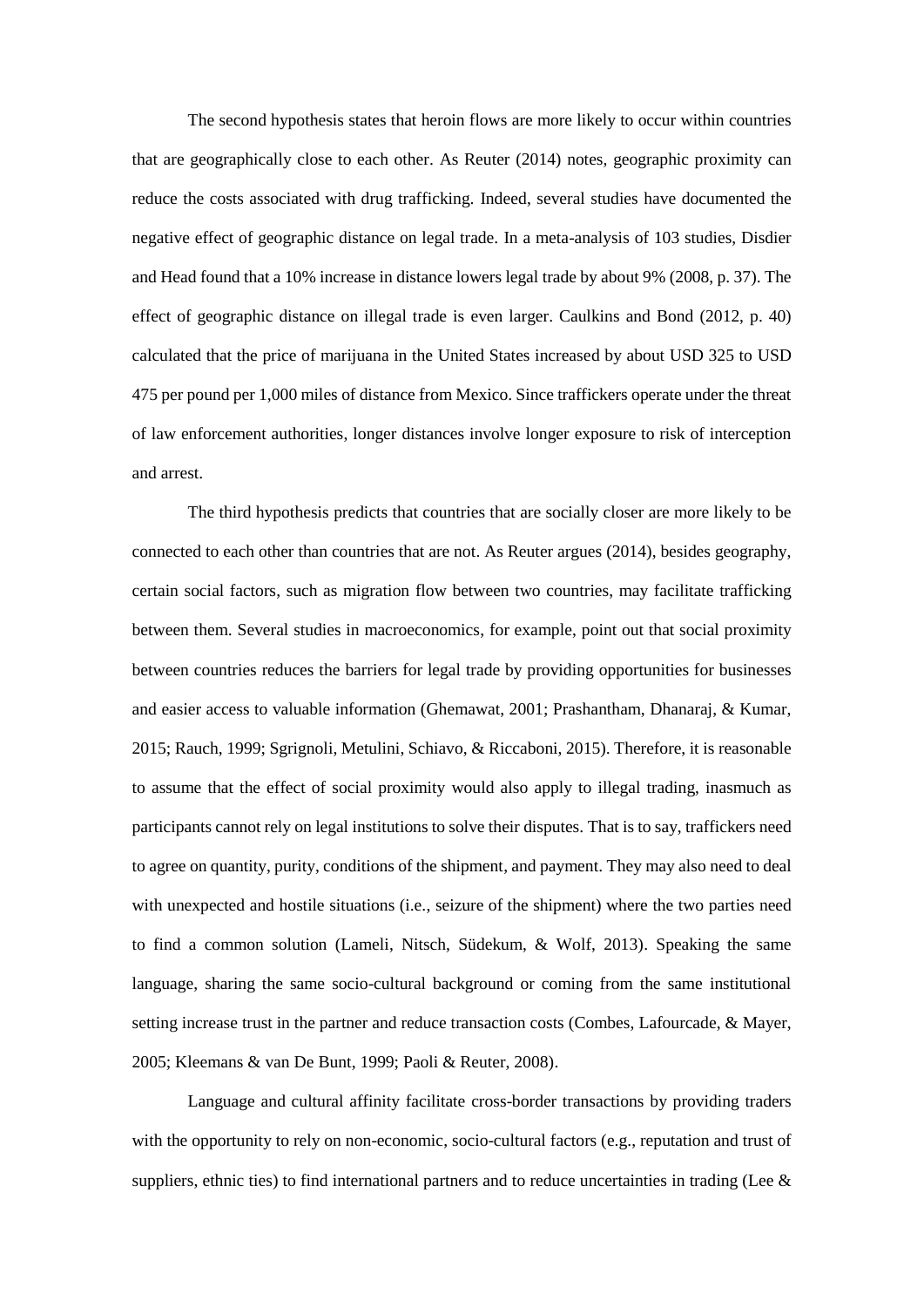The second hypothesis states that heroin flows are more likely to occur within countries that are geographically close to each other. As Reuter (2014) notes, geographic proximity can reduce the costs associated with drug trafficking. Indeed, several studies have documented the negative effect of geographic distance on legal trade. In a meta-analysis of 103 studies, Disdier and Head found that a 10% increase in distance lowers legal trade by about 9% (2008, p. 37). The effect of geographic distance on illegal trade is even larger. Caulkins and Bond (2012, p. 40) calculated that the price of marijuana in the United States increased by about USD 325 to USD 475 per pound per 1,000 miles of distance from Mexico. Since traffickers operate under the threat of law enforcement authorities, longer distances involve longer exposure to risk of interception and arrest.

The third hypothesis predicts that countries that are socially closer are more likely to be connected to each other than countries that are not. As Reuter argues (2014), besides geography, certain social factors, such as migration flow between two countries, may facilitate trafficking between them. Several studies in macroeconomics, for example, point out that social proximity between countries reduces the barriers for legal trade by providing opportunities for businesses and easier access to valuable information (Ghemawat, 2001; Prashantham, Dhanaraj, & Kumar, 2015; Rauch, 1999; Sgrignoli, Metulini, Schiavo, & Riccaboni, 2015). Therefore, it is reasonable to assume that the effect of social proximity would also apply to illegal trading, inasmuch as participants cannot rely on legal institutions to solve their disputes. That is to say, traffickers need to agree on quantity, purity, conditions of the shipment, and payment. They may also need to deal with unexpected and hostile situations (i.e., seizure of the shipment) where the two parties need to find a common solution (Lameli, Nitsch, Südekum, & Wolf, 2013). Speaking the same language, sharing the same socio-cultural background or coming from the same institutional setting increase trust in the partner and reduce transaction costs (Combes, Lafourcade, & Mayer, 2005; Kleemans & van De Bunt, 1999; Paoli & Reuter, 2008).

Language and cultural affinity facilitate cross-border transactions by providing traders with the opportunity to rely on non-economic, socio-cultural factors (e.g., reputation and trust of suppliers, ethnic ties) to find international partners and to reduce uncertainties in trading (Lee &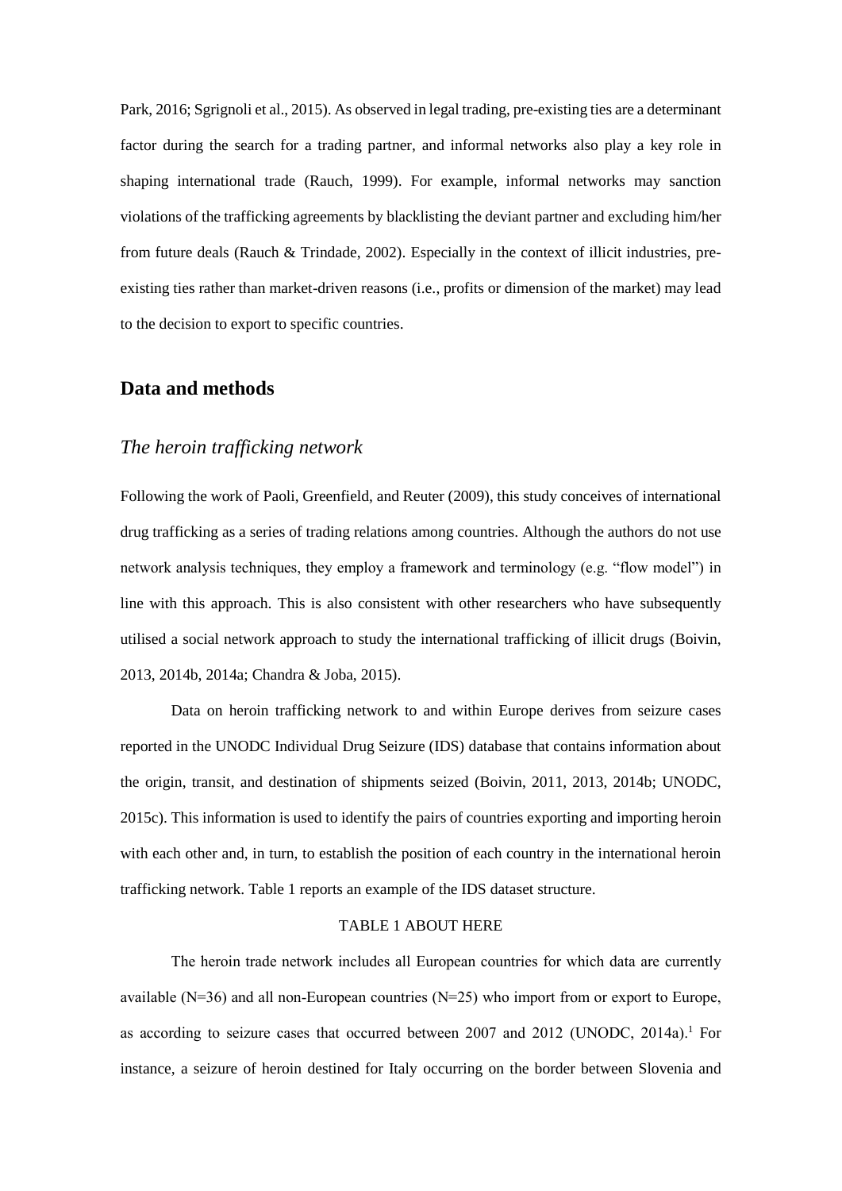Park, 2016; Sgrignoli et al., 2015). As observed in legal trading, pre-existing ties are a determinant factor during the search for a trading partner, and informal networks also play a key role in shaping international trade (Rauch, 1999). For example, informal networks may sanction violations of the trafficking agreements by blacklisting the deviant partner and excluding him/her from future deals (Rauch & Trindade, 2002). Especially in the context of illicit industries, pre-existing ties rather than market-driven reasons (i.e., profits or dimension of the market) may lead to the decision to export to specific countries.

## Data and methods

### *The heroin trafficking network*

Following the work of Paoli, Greenfield, and Reuter (2009), this study conceives of international drug trafficking as a series of trading relations among countries. Although the authors do not use network analysis techniques, they employ a framework and terminology (e.g. "flow model") in line with this approach. This is also consistent with other researchers who have subsequently utilised a social network approach to study the international trafficking of illicit drugs (Boivin, 2013, 2014b, 2014a; Chandra & Joba, 2015).

Data on heroin trafficking network to and within Europe derives from seizure cases reported in the UNODC Individual Drug Seizure (IDS) database that contains information about the origin, transit, and destination of shipments seized (Boivin, 2011, 2013, 2014b; UNODC, 2015c). This information is used to identify the pairs of countries exporting and importing heroin with each other and, in turn, to establish the position of each country in the international heroin trafficking network. Table 1 reports an example of the IDS dataset structure.

TABLE 1 ABOUT HERE

The heroin trade network includes all European countries for which data are currently available (N=36) and all non-European countries (N=25) who import from or export to Europe, as according to seizure cases that occurred between 2007 and 2012 (UNODC, 2014a).[1] For instance, a seizure of heroin destined for Italy occurring on the border between Slovenia and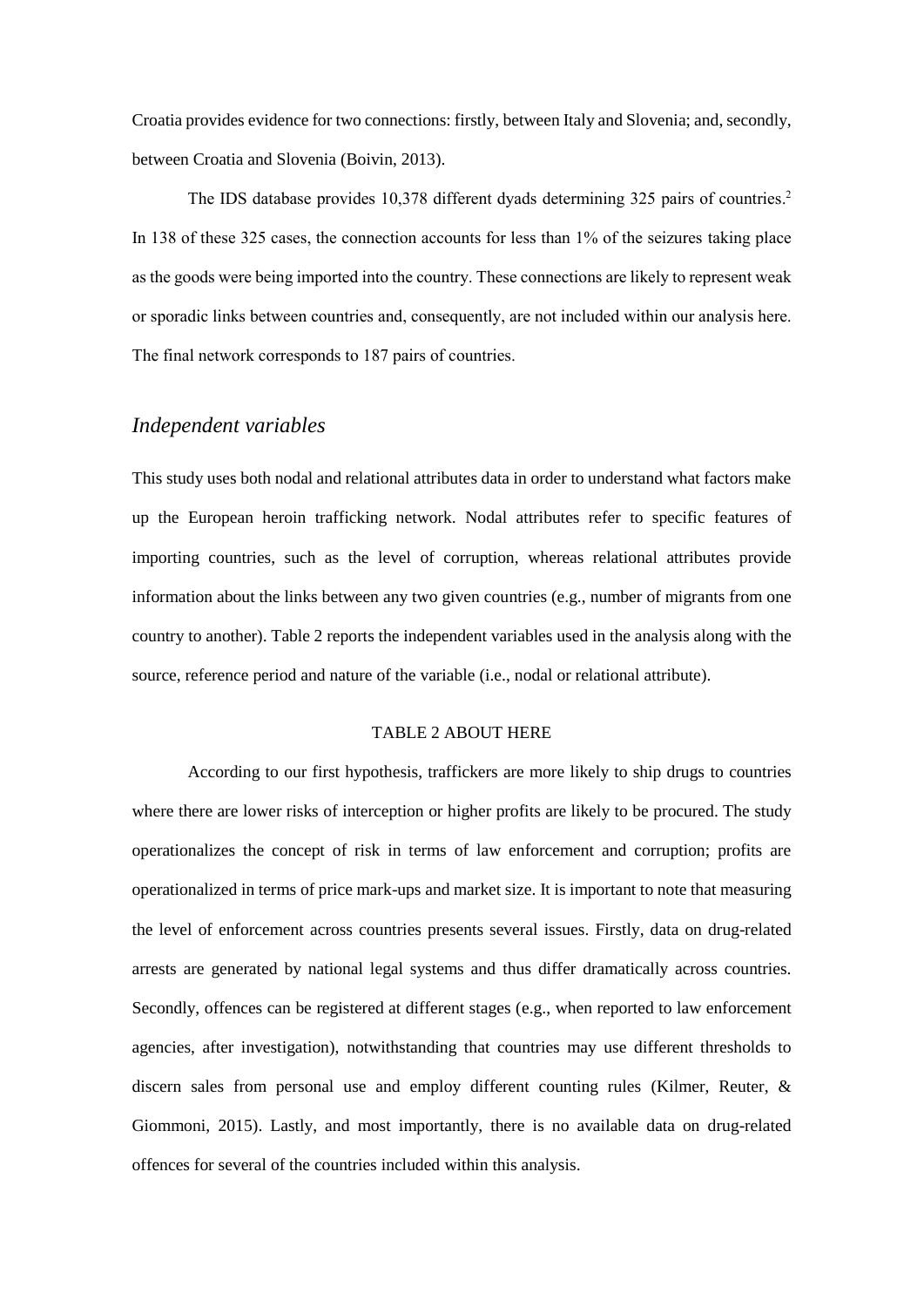Croatia provides evidence for two connections: firstly, between Italy and Slovenia; and, secondly, between Croatia and Slovenia (Boivin, 2013).

The IDS database provides 10,378 different dyads determining 325 pairs of countries.[2] In 138 of these 325 cases, the connection accounts for less than 1% of the seizures taking place as the goods were being imported into the country. These connections are likely to represent weak or sporadic links between countries and, consequently, are not included within our analysis here. The final network corresponds to 187 pairs of countries.

## *Independent variables*

This study uses both nodal and relational attributes data in order to understand what factors make up the European heroin trafficking network. Nodal attributes refer to specific features of importing countries, such as the level of corruption, whereas relational attributes provide information about the links between any two given countries (e.g., number of migrants from one country to another). Table 2 reports the independent variables used in the analysis along with the source, reference period and nature of the variable (i.e., nodal or relational attribute).

TABLE 2 ABOUT HERE

According to our first hypothesis, traffickers are more likely to ship drugs to countries where there are lower risks of interception or higher profits are likely to be procured. The study operationalizes the concept of risk in terms of law enforcement and corruption; profits are operationalized in terms of price mark-ups and market size. It is important to note that measuring the level of enforcement across countries presents several issues. Firstly, data on drug-related arrests are generated by national legal systems and thus differ dramatically across countries. Secondly, offences can be registered at different stages (e.g., when reported to law enforcement agencies, after investigation), notwithstanding that countries may use different thresholds to discern sales from personal use and employ different counting rules (Kilmer, Reuter, & Giommoni, 2015). Lastly, and most importantly, there is no available data on drug-related offences for several of the countries included within this analysis.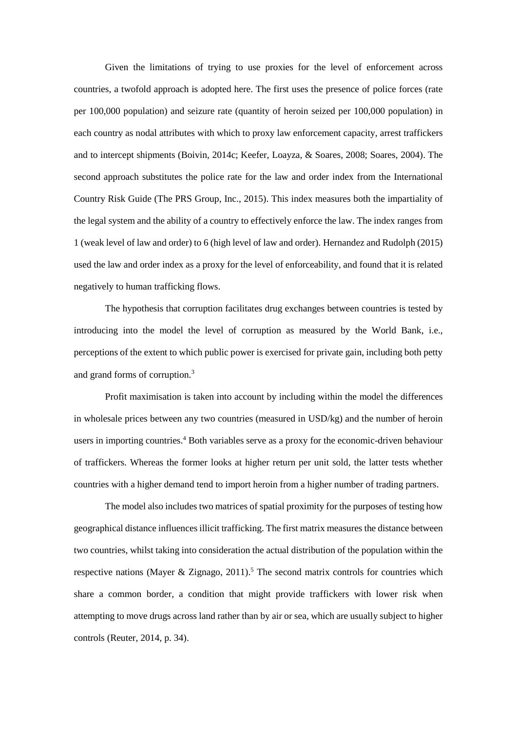Given the limitations of trying to use proxies for the level of enforcement across countries, a twofold approach is adopted here. The first uses the presence of police forces (rate per 100,000 population) and seizure rate (quantity of heroin seized per 100,000 population) in each country as nodal attributes with which to proxy law enforcement capacity, arrest traffickers and to intercept shipments (Boivin, 2014c; Keefer, Loayza, & Soares, 2008; Soares, 2004). The second approach substitutes the police rate for the law and order index from the International Country Risk Guide (The PRS Group, Inc., 2015). This index measures both the impartiality of the legal system and the ability of a country to effectively enforce the law. The index ranges from 1 (weak level of law and order) to 6 (high level of law and order). Hernandez and Rudolph (2015) used the law and order index as a proxy for the level of enforceability, and found that it is related negatively to human trafficking flows.

The hypothesis that corruption facilitates drug exchanges between countries is tested by introducing into the model the level of corruption as measured by the World Bank, i.e., perceptions of the extent to which public power is exercised for private gain, including both petty and grand forms of corruption.[3]

Profit maximisation is taken into account by including within the model the differences in wholesale prices between any two countries (measured in USD/kg) and the number of heroin users in importing countries.[4] Both variables serve as a proxy for the economic-driven behaviour of traffickers. Whereas the former looks at higher return per unit sold, the latter tests whether countries with a higher demand tend to import heroin from a higher number of trading partners.

The model also includes two matrices of spatial proximity for the purposes of testing how geographical distance influences illicit trafficking. The first matrix measures the distance between two countries, whilst taking into consideration the actual distribution of the population within the respective nations (Mayer & Zignago, 2011).[5] The second matrix controls for countries which share a common border, a condition that might provide traffickers with lower risk when attempting to move drugs across land rather than by air or sea, which are usually subject to higher controls (Reuter, 2014, p. 34).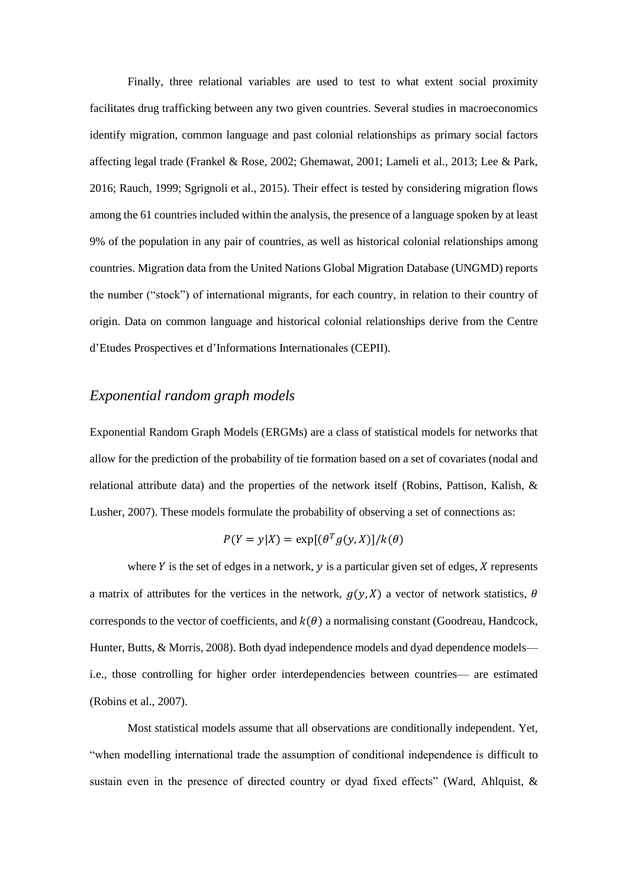Finally, three relational variables are used to test to what extent social proximity facilitates drug trafficking between any two given countries. Several studies in macroeconomics identify migration, common language and past colonial relationships as primary social factors affecting legal trade (Frankel & Rose, 2002; Ghemawat, 2001; Lameli et al., 2013; Lee & Park, 2016; Rauch, 1999; Sgrignoli et al., 2015). Their effect is tested by considering migration flows among the 61 countries included within the analysis, the presence of a language spoken by at least 9% of the population in any pair of countries, as well as historical colonial relationships among countries. Migration data from the United Nations Global Migration Database (UNGMD) reports the number ("stock") of international migrants, for each country, in relation to their country of origin. Data on common language and historical colonial relationships derive from the Centre d'Etudes Prospectives et d'Informations Internationales (CEPII).

## *Exponential random graph models*

Exponential Random Graph Models (ERGMs) are a class of statistical models for networks that allow for the prediction of the probability of tie formation based on a set of covariates (nodal and relational attribute data) and the properties of the network itself (Robins, Pattison, Kalish, & Lusher, 2007). These models formulate the probability of observing a set of connections as:

$$P(Y = y|X) = \exp[(\theta^T g(y, X)]/k(\theta)$$

where $Y$ is the set of edges in a network, $y$ is a particular given set of edges, $X$ represents a matrix of attributes for the vertices in the network, $g(y, X)$ a vector of network statistics, $\theta$ corresponds to the vector of coefficients, and $k(\theta)$ a normalising constant (Goodreau, Handcock, Hunter, Butts, & Morris, 2008). Both dyad independence models and dyad dependence models—i.e., those controlling for higher order interdependencies between countries— are estimated (Robins et al., 2007).

Most statistical models assume that all observations are conditionally independent. Yet, "when modelling international trade the assumption of conditional independence is difficult to sustain even in the presence of directed country or dyad fixed effects" (Ward, Ahlquist, &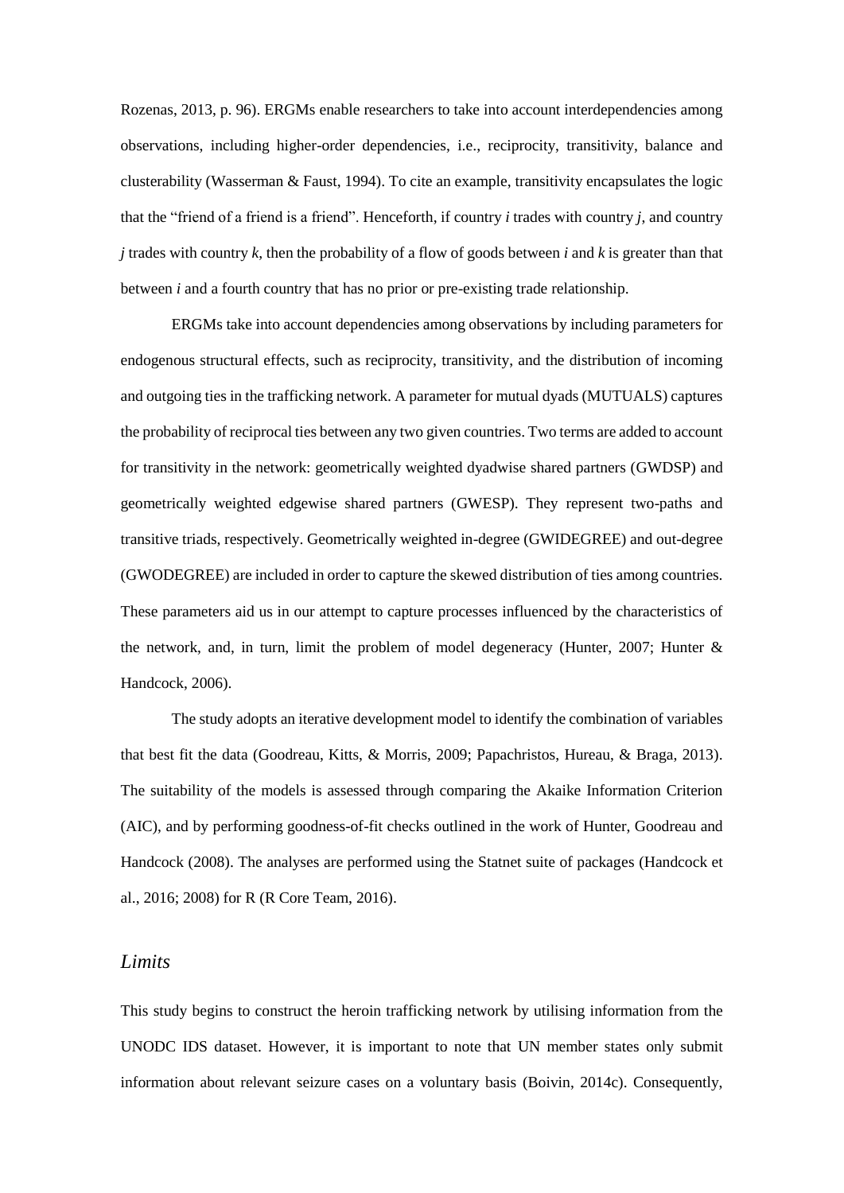Rozenas, 2013, p. 96). ERGMs enable researchers to take into account interdependencies among observations, including higher-order dependencies, i.e., reciprocity, transitivity, balance and clusterability (Wasserman & Faust, 1994). To cite an example, transitivity encapsulates the logic that the "friend of a friend is a friend". Henceforth, if country *i* trades with country *j*, and country *j* trades with country *k*, then the probability of a flow of goods between *i* and *k* is greater than that between *i* and a fourth country that has no prior or pre-existing trade relationship.

ERGMs take into account dependencies among observations by including parameters for endogenous structural effects, such as reciprocity, transitivity, and the distribution of incoming and outgoing ties in the trafficking network. A parameter for mutual dyads (MUTUALS) captures the probability of reciprocal ties between any two given countries. Two terms are added to account for transitivity in the network: geometrically weighted dyadwise shared partners (GWDSP) and geometrically weighted edgewise shared partners (GWESP). They represent two-paths and transitive triads, respectively. Geometrically weighted in-degree (GWIDEGREE) and out-degree (GWODEGREE) are included in order to capture the skewed distribution of ties among countries. These parameters aid us in our attempt to capture processes influenced by the characteristics of the network, and, in turn, limit the problem of model degeneracy (Hunter, 2007; Hunter & Handcock, 2006).

The study adopts an iterative development model to identify the combination of variables that best fit the data (Goodreau, Kitts, & Morris, 2009; Papachristos, Hureau, & Braga, 2013). The suitability of the models is assessed through comparing the Akaike Information Criterion (AIC), and by performing goodness-of-fit checks outlined in the work of Hunter, Goodreau and Handcock (2008). The analyses are performed using the Statnet suite of packages (Handcock et al., 2016; 2008) for R (R Core Team, 2016).

## *Limits*

This study begins to construct the heroin trafficking network by utilising information from the UNODC IDS dataset. However, it is important to note that UN member states only submit information about relevant seizure cases on a voluntary basis (Boivin, 2014c). Consequently,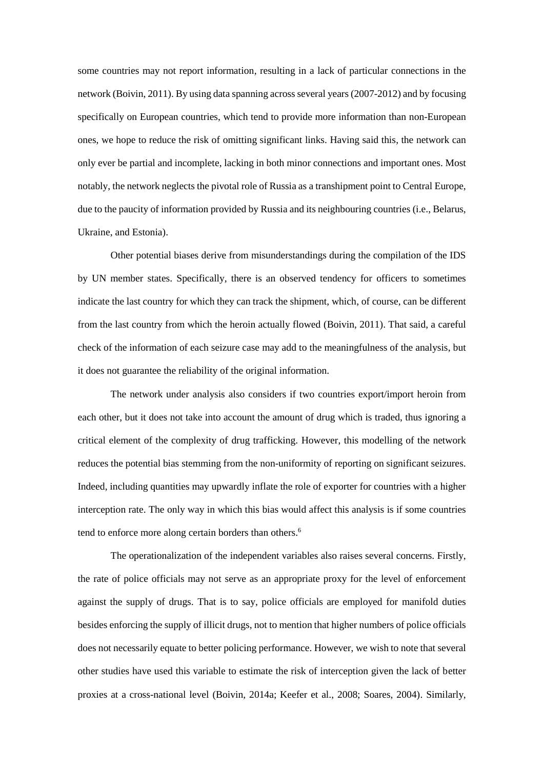some countries may not report information, resulting in a lack of particular connections in the network (Boivin, 2011). By using data spanning across several years (2007-2012) and by focusing specifically on European countries, which tend to provide more information than non-European ones, we hope to reduce the risk of omitting significant links. Having said this, the network can only ever be partial and incomplete, lacking in both minor connections and important ones. Most notably, the network neglects the pivotal role of Russia as a transhipment point to Central Europe, due to the paucity of information provided by Russia and its neighbouring countries (i.e., Belarus, Ukraine, and Estonia).

Other potential biases derive from misunderstandings during the compilation of the IDS by UN member states. Specifically, there is an observed tendency for officers to sometimes indicate the last country for which they can track the shipment, which, of course, can be different from the last country from which the heroin actually flowed (Boivin, 2011). That said, a careful check of the information of each seizure case may add to the meaningfulness of the analysis, but it does not guarantee the reliability of the original information.

The network under analysis also considers if two countries export/import heroin from each other, but it does not take into account the amount of drug which is traded, thus ignoring a critical element of the complexity of drug trafficking. However, this modelling of the network reduces the potential bias stemming from the non-uniformity of reporting on significant seizures. Indeed, including quantities may upwardly inflate the role of exporter for countries with a higher interception rate. The only way in which this bias would affect this analysis is if some countries tend to enforce more along certain borders than others.[6]

The operationalization of the independent variables also raises several concerns. Firstly, the rate of police officials may not serve as an appropriate proxy for the level of enforcement against the supply of drugs. That is to say, police officials are employed for manifold duties besides enforcing the supply of illicit drugs, not to mention that higher numbers of police officials does not necessarily equate to better policing performance. However, we wish to note that several other studies have used this variable to estimate the risk of interception given the lack of better proxies at a cross-national level (Boivin, 2014a; Keefer et al., 2008; Soares, 2004). Similarly,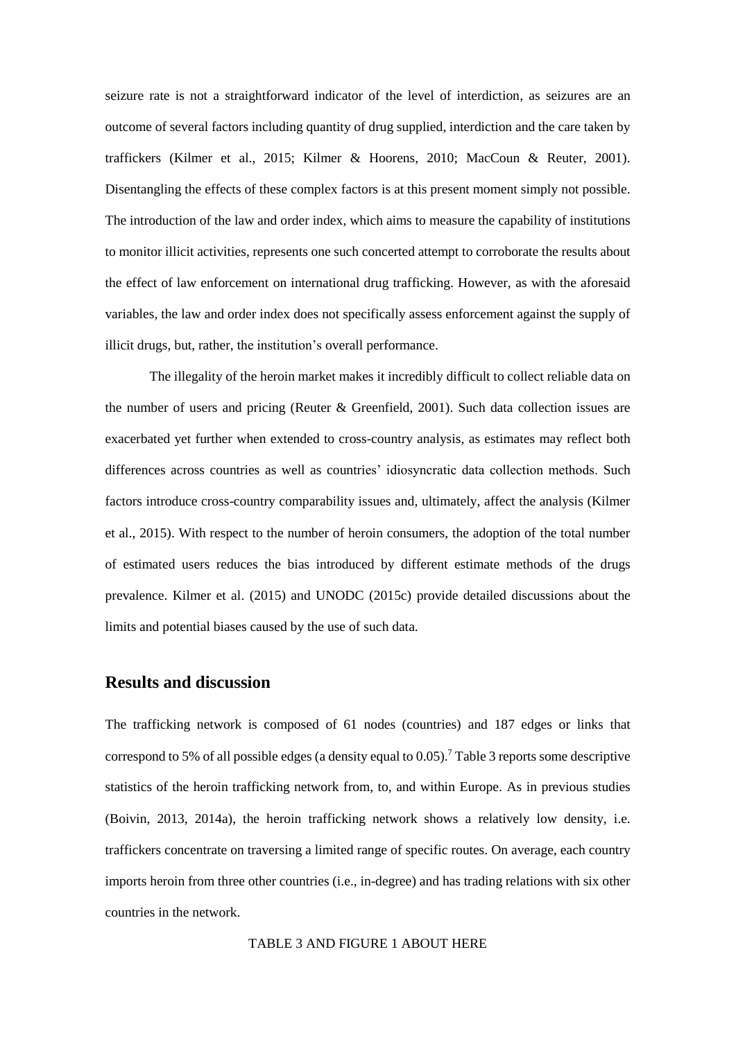seizure rate is not a straightforward indicator of the level of interdiction, as seizures are an outcome of several factors including quantity of drug supplied, interdiction and the care taken by traffickers (Kilmer et al., 2015; Kilmer & Hoorens, 2010; MacCoun & Reuter, 2001). Disentangling the effects of these complex factors is at this present moment simply not possible. The introduction of the law and order index, which aims to measure the capability of institutions to monitor illicit activities, represents one such concerted attempt to corroborate the results about the effect of law enforcement on international drug trafficking. However, as with the aforesaid variables, the law and order index does not specifically assess enforcement against the supply of illicit drugs, but, rather, the institution's overall performance.

The illegality of the heroin market makes it incredibly difficult to collect reliable data on the number of users and pricing (Reuter & Greenfield, 2001). Such data collection issues are exacerbated yet further when extended to cross-country analysis, as estimates may reflect both differences across countries as well as countries' idiosyncratic data collection methods. Such factors introduce cross-country comparability issues and, ultimately, affect the analysis (Kilmer et al., 2015). With respect to the number of heroin consumers, the adoption of the total number of estimated users reduces the bias introduced by different estimate methods of the drugs prevalence. Kilmer et al. (2015) and UNODC (2015c) provide detailed discussions about the limits and potential biases caused by the use of such data.

## Results and discussion

The trafficking network is composed of 61 nodes (countries) and 187 edges or links that correspond to 5% of all possible edges (a density equal to 0.05).[7] Table 3 reports some descriptive statistics of the heroin trafficking network from, to, and within Europe. As in previous studies (Boivin, 2013, 2014a), the heroin trafficking network shows a relatively low density, i.e. traffickers concentrate on traversing a limited range of specific routes. On average, each country imports heroin from three other countries (i.e., in-degree) and has trading relations with six other countries in the network.

TABLE 3 AND FIGURE 1 ABOUT HERE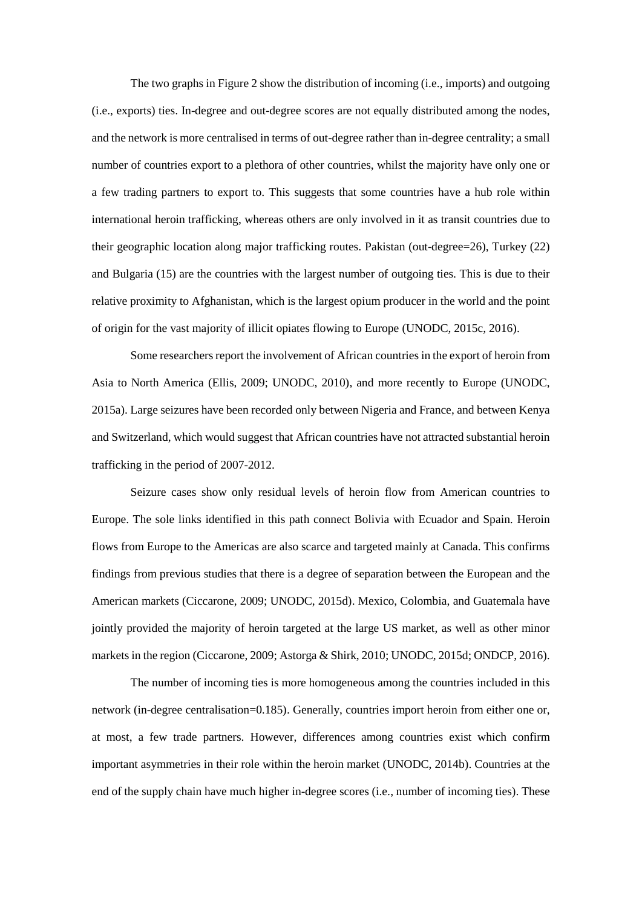The two graphs in Figure 2 show the distribution of incoming (i.e., imports) and outgoing (i.e., exports) ties. In-degree and out-degree scores are not equally distributed among the nodes, and the network is more centralised in terms of out-degree rather than in-degree centrality; a small number of countries export to a plethora of other countries, whilst the majority have only one or a few trading partners to export to. This suggests that some countries have a hub role within international heroin trafficking, whereas others are only involved in it as transit countries due to their geographic location along major trafficking routes. Pakistan (out-degree=26), Turkey (22) and Bulgaria (15) are the countries with the largest number of outgoing ties. This is due to their relative proximity to Afghanistan, which is the largest opium producer in the world and the point of origin for the vast majority of illicit opiates flowing to Europe (UNODC, 2015c, 2016).

Some researchers report the involvement of African countries in the export of heroin from Asia to North America (Ellis, 2009; UNODC, 2010), and more recently to Europe (UNODC, 2015a). Large seizures have been recorded only between Nigeria and France, and between Kenya and Switzerland, which would suggest that African countries have not attracted substantial heroin trafficking in the period of 2007-2012.

Seizure cases show only residual levels of heroin flow from American countries to Europe. The sole links identified in this path connect Bolivia with Ecuador and Spain. Heroin flows from Europe to the Americas are also scarce and targeted mainly at Canada. This confirms findings from previous studies that there is a degree of separation between the European and the American markets (Ciccarone, 2009; UNODC, 2015d). Mexico, Colombia, and Guatemala have jointly provided the majority of heroin targeted at the large US market, as well as other minor markets in the region (Ciccarone, 2009; Astorga & Shirk, 2010; UNODC, 2015d; ONDCP, 2016).

The number of incoming ties is more homogeneous among the countries included in this network (in-degree centralisation=0.185). Generally, countries import heroin from either one or, at most, a few trade partners. However, differences among countries exist which confirm important asymmetries in their role within the heroin market (UNODC, 2014b). Countries at the end of the supply chain have much higher in-degree scores (i.e., number of incoming ties). These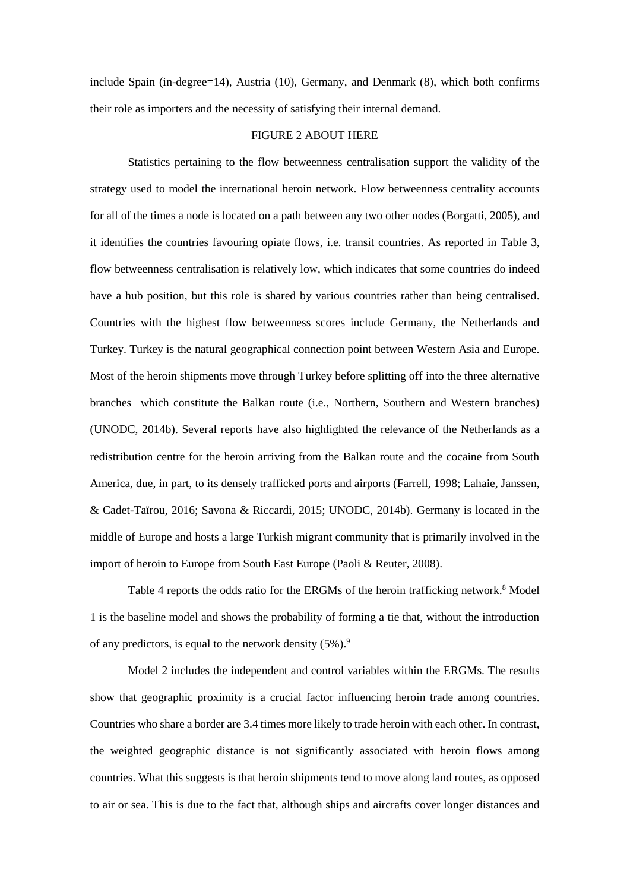include Spain (in-degree=14), Austria (10), Germany, and Denmark (8), which both confirms their role as importers and the necessity of satisfying their internal demand.

FIGURE 2 ABOUT HERE

Statistics pertaining to the flow betweenness centralisation support the validity of the strategy used to model the international heroin network. Flow betweenness centrality accounts for all of the times a node is located on a path between any two other nodes (Borgatti, 2005), and it identifies the countries favouring opiate flows, i.e. transit countries. As reported in Table 3, flow betweenness centralisation is relatively low, which indicates that some countries do indeed have a hub position, but this role is shared by various countries rather than being centralised. Countries with the highest flow betweenness scores include Germany, the Netherlands and Turkey. Turkey is the natural geographical connection point between Western Asia and Europe. Most of the heroin shipments move through Turkey before splitting off into the three alternative branches which constitute the Balkan route (i.e., Northern, Southern and Western branches) (UNODC, 2014b). Several reports have also highlighted the relevance of the Netherlands as a redistribution centre for the heroin arriving from the Balkan route and the cocaine from South America, due, in part, to its densely trafficked ports and airports (Farrell, 1998; Lahaie, Janssen, & Cadet-Taïrou, 2016; Savona & Riccardi, 2015; UNODC, 2014b). Germany is located in the middle of Europe and hosts a large Turkish migrant community that is primarily involved in the import of heroin to Europe from South East Europe (Paoli & Reuter, 2008).

Table 4 reports the odds ratio for the ERGMs of the heroin trafficking network.[8] Model 1 is the baseline model and shows the probability of forming a tie that, without the introduction of any predictors, is equal to the network density (5%).[9]

Model 2 includes the independent and control variables within the ERGMs. The results show that geographic proximity is a crucial factor influencing heroin trade among countries. Countries who share a border are 3.4 times more likely to trade heroin with each other. In contrast, the weighted geographic distance is not significantly associated with heroin flows among countries. What this suggests is that heroin shipments tend to move along land routes, as opposed to air or sea. This is due to the fact that, although ships and aircrafts cover longer distances and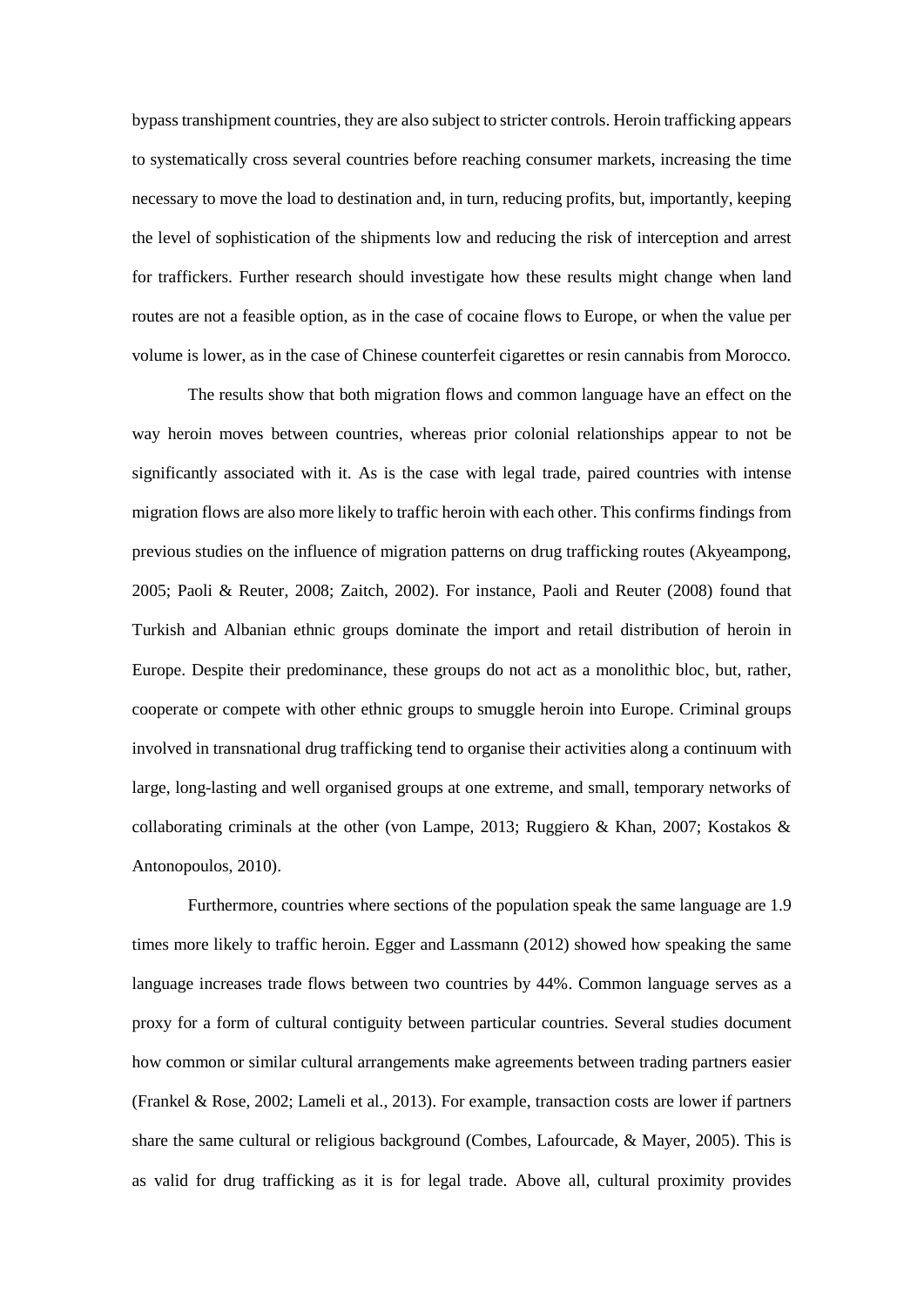bypass transhipment countries, they are also subject to stricter controls. Heroin trafficking appears to systematically cross several countries before reaching consumer markets, increasing the time necessary to move the load to destination and, in turn, reducing profits, but, importantly, keeping the level of sophistication of the shipments low and reducing the risk of interception and arrest for traffickers. Further research should investigate how these results might change when land routes are not a feasible option, as in the case of cocaine flows to Europe, or when the value per volume is lower, as in the case of Chinese counterfeit cigarettes or resin cannabis from Morocco.

The results show that both migration flows and common language have an effect on the way heroin moves between countries, whereas prior colonial relationships appear to not be significantly associated with it. As is the case with legal trade, paired countries with intense migration flows are also more likely to traffic heroin with each other. This confirms findings from previous studies on the influence of migration patterns on drug trafficking routes (Akyeampong, 2005; Paoli & Reuter, 2008; Zaitch, 2002). For instance, Paoli and Reuter (2008) found that Turkish and Albanian ethnic groups dominate the import and retail distribution of heroin in Europe. Despite their predominance, these groups do not act as a monolithic bloc, but, rather, cooperate or compete with other ethnic groups to smuggle heroin into Europe. Criminal groups involved in transnational drug trafficking tend to organise their activities along a continuum with large, long-lasting and well organised groups at one extreme, and small, temporary networks of collaborating criminals at the other (von Lampe, 2013; Ruggiero & Khan, 2007; Kostakos & Antonopoulos, 2010).

Furthermore, countries where sections of the population speak the same language are 1.9 times more likely to traffic heroin. Egger and Lassmann (2012) showed how speaking the same language increases trade flows between two countries by 44%. Common language serves as a proxy for a form of cultural contiguity between particular countries. Several studies document how common or similar cultural arrangements make agreements between trading partners easier (Frankel & Rose, 2002; Lameli et al., 2013). For example, transaction costs are lower if partners share the same cultural or religious background (Combes, Lafourcade, & Mayer, 2005). This is as valid for drug trafficking as it is for legal trade. Above all, cultural proximity provides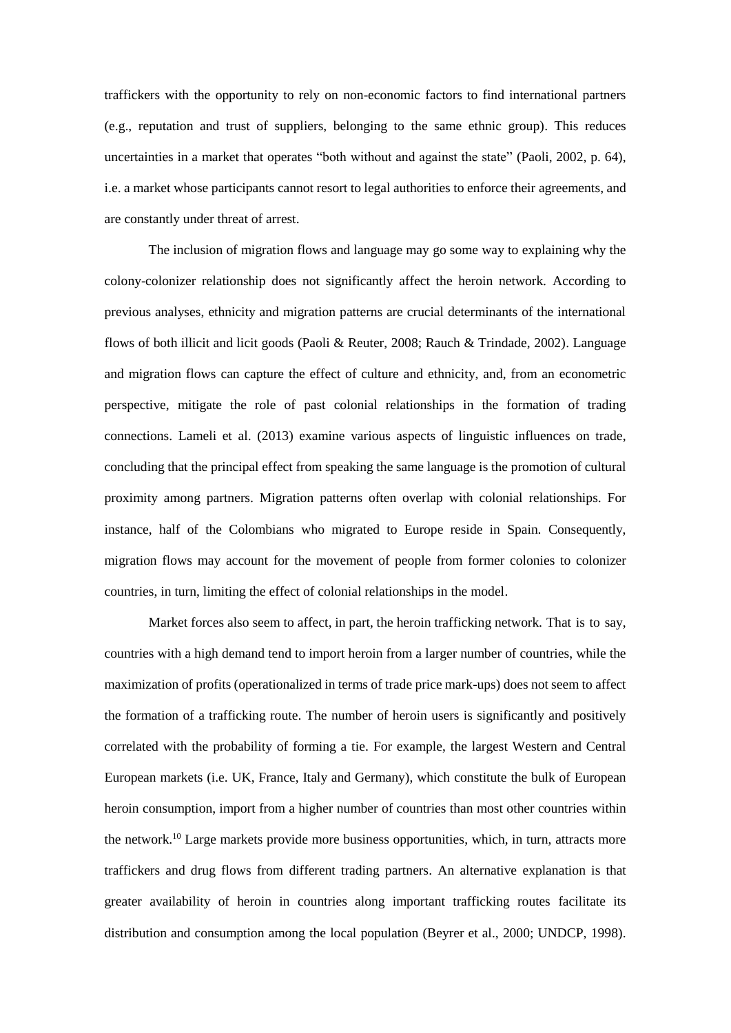traffickers with the opportunity to rely on non-economic factors to find international partners (e.g., reputation and trust of suppliers, belonging to the same ethnic group). This reduces uncertainties in a market that operates "both without and against the state" (Paoli, 2002, p. 64), i.e. a market whose participants cannot resort to legal authorities to enforce their agreements, and are constantly under threat of arrest.

The inclusion of migration flows and language may go some way to explaining why the colony-colonizer relationship does not significantly affect the heroin network. According to previous analyses, ethnicity and migration patterns are crucial determinants of the international flows of both illicit and licit goods (Paoli & Reuter, 2008; Rauch & Trindade, 2002). Language and migration flows can capture the effect of culture and ethnicity, and, from an econometric perspective, mitigate the role of past colonial relationships in the formation of trading connections. Lameli et al. (2013) examine various aspects of linguistic influences on trade, concluding that the principal effect from speaking the same language is the promotion of cultural proximity among partners. Migration patterns often overlap with colonial relationships. For instance, half of the Colombians who migrated to Europe reside in Spain. Consequently, migration flows may account for the movement of people from former colonies to colonizer countries, in turn, limiting the effect of colonial relationships in the model.

Market forces also seem to affect, in part, the heroin trafficking network. That is to say, countries with a high demand tend to import heroin from a larger number of countries, while the maximization of profits (operationalized in terms of trade price mark-ups) does not seem to affect the formation of a trafficking route. The number of heroin users is significantly and positively correlated with the probability of forming a tie. For example, the largest Western and Central European markets (i.e. UK, France, Italy and Germany), which constitute the bulk of European heroin consumption, import from a higher number of countries than most other countries within the network.[10] Large markets provide more business opportunities, which, in turn, attracts more traffickers and drug flows from different trading partners. An alternative explanation is that greater availability of heroin in countries along important trafficking routes facilitate its distribution and consumption among the local population (Beyrer et al., 2000; UNDCP, 1998).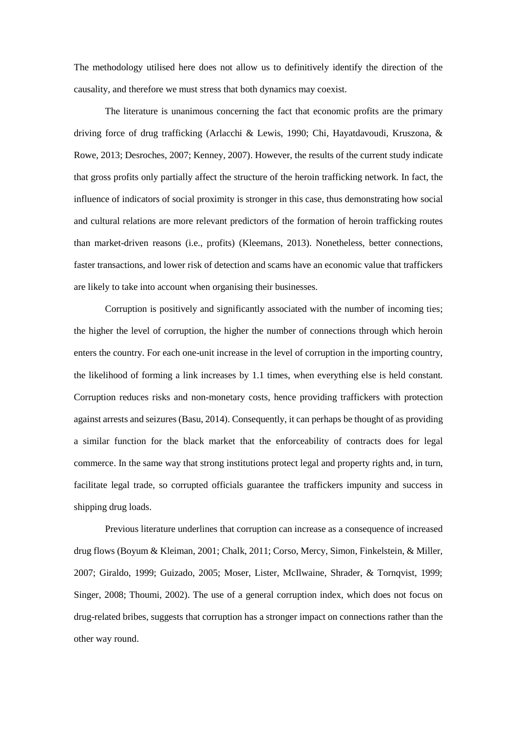The methodology utilised here does not allow us to definitively identify the direction of the causality, and therefore we must stress that both dynamics may coexist.

The literature is unanimous concerning the fact that economic profits are the primary driving force of drug trafficking (Arlacchi & Lewis, 1990; Chi, Hayatdavoudi, Kruszona, & Rowe, 2013; Desroches, 2007; Kenney, 2007). However, the results of the current study indicate that gross profits only partially affect the structure of the heroin trafficking network. In fact, the influence of indicators of social proximity is stronger in this case, thus demonstrating how social and cultural relations are more relevant predictors of the formation of heroin trafficking routes than market-driven reasons (i.e., profits) (Kleemans, 2013). Nonetheless, better connections, faster transactions, and lower risk of detection and scams have an economic value that traffickers are likely to take into account when organising their businesses.

Corruption is positively and significantly associated with the number of incoming ties; the higher the level of corruption, the higher the number of connections through which heroin enters the country. For each one-unit increase in the level of corruption in the importing country, the likelihood of forming a link increases by 1.1 times, when everything else is held constant. Corruption reduces risks and non-monetary costs, hence providing traffickers with protection against arrests and seizures (Basu, 2014). Consequently, it can perhaps be thought of as providing a similar function for the black market that the enforceability of contracts does for legal commerce. In the same way that strong institutions protect legal and property rights and, in turn, facilitate legal trade, so corrupted officials guarantee the traffickers impunity and success in shipping drug loads.

Previous literature underlines that corruption can increase as a consequence of increased drug flows (Boyum & Kleiman, 2001; Chalk, 2011; Corso, Mercy, Simon, Finkelstein, & Miller, 2007; Giraldo, 1999; Guizado, 2005; Moser, Lister, McIlwaine, Shrader, & Tornqvist, 1999; Singer, 2008; Thoumi, 2002). The use of a general corruption index, which does not focus on drug-related bribes, suggests that corruption has a stronger impact on connections rather than the other way round.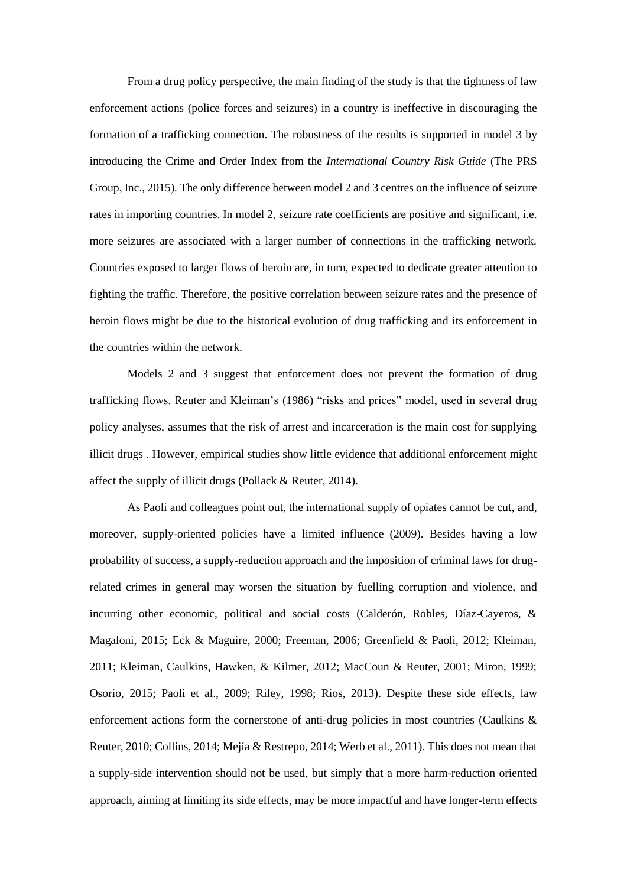From a drug policy perspective, the main finding of the study is that the tightness of law enforcement actions (police forces and seizures) in a country is ineffective in discouraging the formation of a trafficking connection. The robustness of the results is supported in model 3 by introducing the Crime and Order Index from the *International Country Risk Guide* (The PRS Group, Inc., 2015). The only difference between model 2 and 3 centres on the influence of seizure rates in importing countries. In model 2, seizure rate coefficients are positive and significant, i.e. more seizures are associated with a larger number of connections in the trafficking network. Countries exposed to larger flows of heroin are, in turn, expected to dedicate greater attention to fighting the traffic. Therefore, the positive correlation between seizure rates and the presence of heroin flows might be due to the historical evolution of drug trafficking and its enforcement in the countries within the network.

Models 2 and 3 suggest that enforcement does not prevent the formation of drug trafficking flows. Reuter and Kleiman's (1986) "risks and prices" model, used in several drug policy analyses, assumes that the risk of arrest and incarceration is the main cost for supplying illicit drugs . However, empirical studies show little evidence that additional enforcement might affect the supply of illicit drugs (Pollack & Reuter, 2014).

As Paoli and colleagues point out, the international supply of opiates cannot be cut, and, moreover, supply-oriented policies have a limited influence (2009). Besides having a low probability of success, a supply-reduction approach and the imposition of criminal laws for drug-related crimes in general may worsen the situation by fuelling corruption and violence, and incurring other economic, political and social costs (Calderón, Robles, Díaz-Cayeros, & Magaloni, 2015; Eck & Maguire, 2000; Freeman, 2006; Greenfield & Paoli, 2012; Kleiman, 2011; Kleiman, Caulkins, Hawken, & Kilmer, 2012; MacCoun & Reuter, 2001; Miron, 1999; Osorio, 2015; Paoli et al., 2009; Riley, 1998; Rios, 2013). Despite these side effects, law enforcement actions form the cornerstone of anti-drug policies in most countries (Caulkins & Reuter, 2010; Collins, 2014; Mejía & Restrepo, 2014; Werb et al., 2011). This does not mean that a supply-side intervention should not be used, but simply that a more harm-reduction oriented approach, aiming at limiting its side effects, may be more impactful and have longer-term effects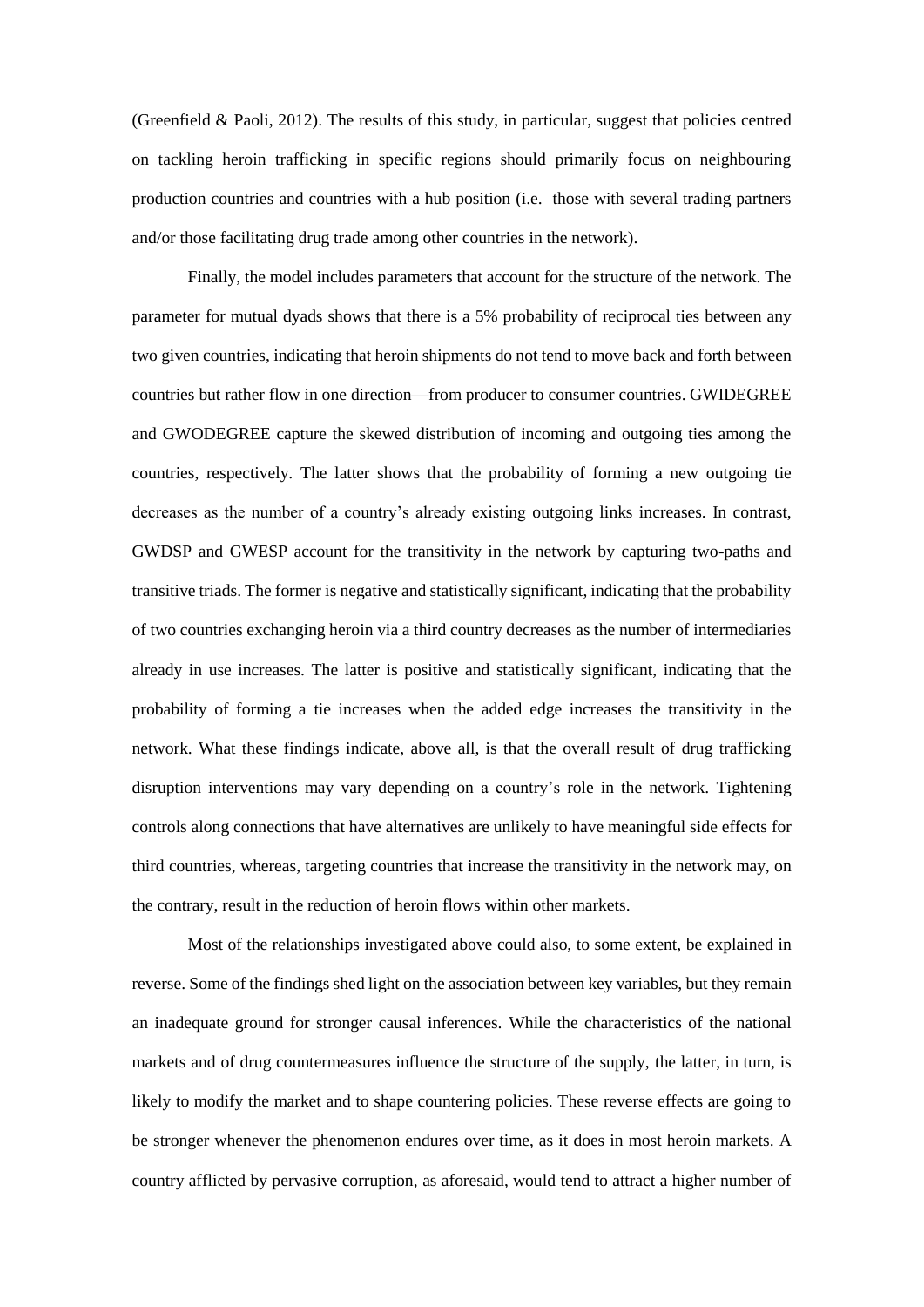(Greenfield & Paoli, 2012). The results of this study, in particular, suggest that policies centred on tackling heroin trafficking in specific regions should primarily focus on neighbouring production countries and countries with a hub position (i.e. those with several trading partners and/or those facilitating drug trade among other countries in the network).

Finally, the model includes parameters that account for the structure of the network. The parameter for mutual dyads shows that there is a 5% probability of reciprocal ties between any two given countries, indicating that heroin shipments do not tend to move back and forth between countries but rather flow in one direction—from producer to consumer countries. GWIDEGREE and GWODEGREE capture the skewed distribution of incoming and outgoing ties among the countries, respectively. The latter shows that the probability of forming a new outgoing tie decreases as the number of a country's already existing outgoing links increases. In contrast, GWDSP and GWESP account for the transitivity in the network by capturing two-paths and transitive triads. The former is negative and statistically significant, indicating that the probability of two countries exchanging heroin via a third country decreases as the number of intermediaries already in use increases. The latter is positive and statistically significant, indicating that the probability of forming a tie increases when the added edge increases the transitivity in the network. What these findings indicate, above all, is that the overall result of drug trafficking disruption interventions may vary depending on a country's role in the network. Tightening controls along connections that have alternatives are unlikely to have meaningful side effects for third countries, whereas, targeting countries that increase the transitivity in the network may, on the contrary, result in the reduction of heroin flows within other markets.

Most of the relationships investigated above could also, to some extent, be explained in reverse. Some of the findings shed light on the association between key variables, but they remain an inadequate ground for stronger causal inferences. While the characteristics of the national markets and of drug countermeasures influence the structure of the supply, the latter, in turn, is likely to modify the market and to shape countering policies. These reverse effects are going to be stronger whenever the phenomenon endures over time, as it does in most heroin markets. A country afflicted by pervasive corruption, as aforesaid, would tend to attract a higher number of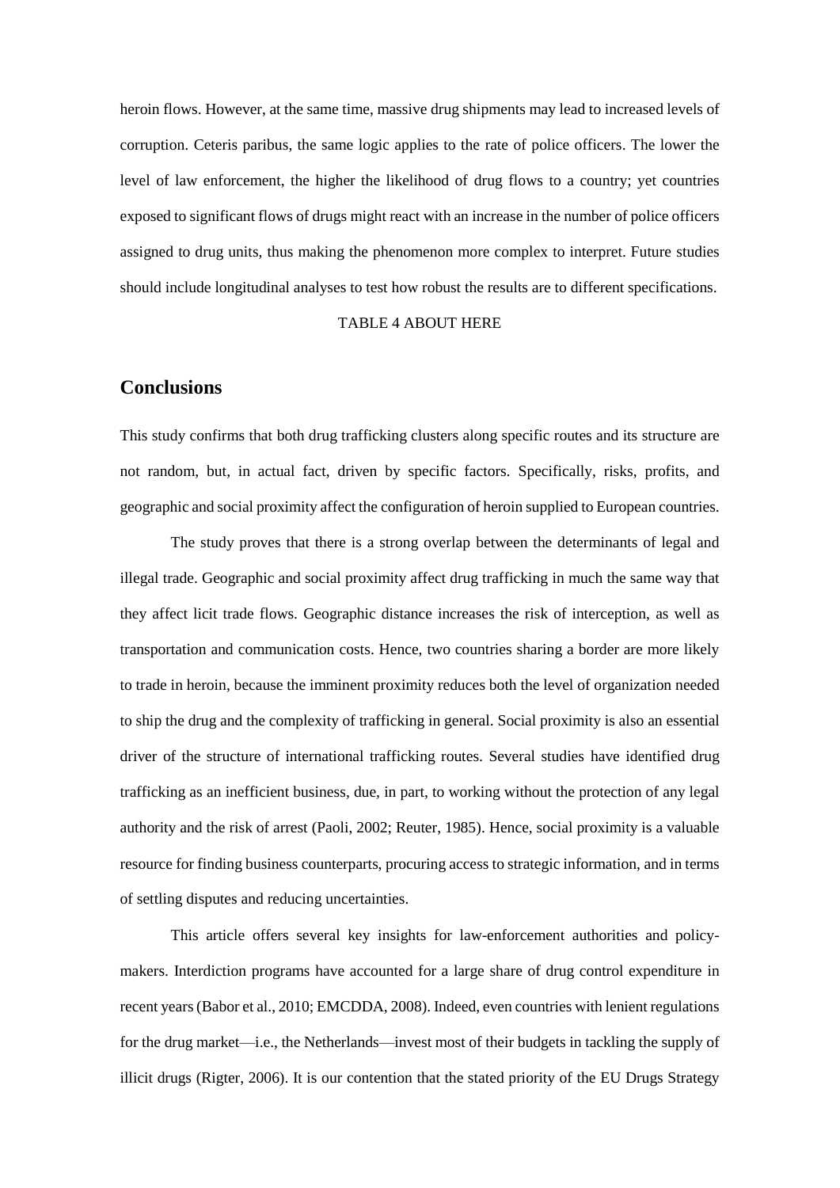heroin flows. However, at the same time, massive drug shipments may lead to increased levels of corruption. Ceteris paribus, the same logic applies to the rate of police officers. The lower the level of law enforcement, the higher the likelihood of drug flows to a country; yet countries exposed to significant flows of drugs might react with an increase in the number of police officers assigned to drug units, thus making the phenomenon more complex to interpret. Future studies should include longitudinal analyses to test how robust the results are to different specifications.

TABLE 4 ABOUT HERE

## Conclusions

This study confirms that both drug trafficking clusters along specific routes and its structure are not random, but, in actual fact, driven by specific factors. Specifically, risks, profits, and geographic and social proximity affect the configuration of heroin supplied to European countries.

The study proves that there is a strong overlap between the determinants of legal and illegal trade. Geographic and social proximity affect drug trafficking in much the same way that they affect licit trade flows. Geographic distance increases the risk of interception, as well as transportation and communication costs. Hence, two countries sharing a border are more likely to trade in heroin, because the imminent proximity reduces both the level of organization needed to ship the drug and the complexity of trafficking in general. Social proximity is also an essential driver of the structure of international trafficking routes. Several studies have identified drug trafficking as an inefficient business, due, in part, to working without the protection of any legal authority and the risk of arrest (Paoli, 2002; Reuter, 1985). Hence, social proximity is a valuable resource for finding business counterparts, procuring access to strategic information, and in terms of settling disputes and reducing uncertainties.

This article offers several key insights for law-enforcement authorities and policy-makers. Interdiction programs have accounted for a large share of drug control expenditure in recent years (Babor et al., 2010; EMCDDA, 2008). Indeed, even countries with lenient regulations for the drug market—i.e., the Netherlands—invest most of their budgets in tackling the supply of illicit drugs (Rigter, 2006). It is our contention that the stated priority of the EU Drugs Strategy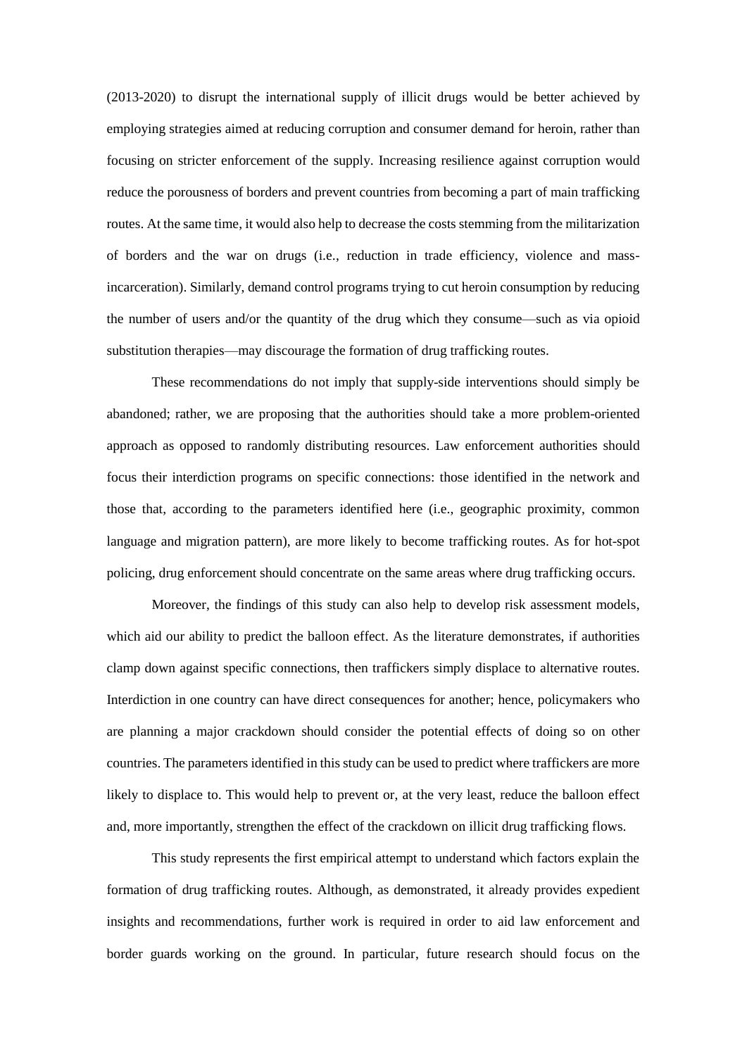(2013-2020) to disrupt the international supply of illicit drugs would be better achieved by employing strategies aimed at reducing corruption and consumer demand for heroin, rather than focusing on stricter enforcement of the supply. Increasing resilience against corruption would reduce the porousness of borders and prevent countries from becoming a part of main trafficking routes. At the same time, it would also help to decrease the costs stemming from the militarization of borders and the war on drugs (i.e., reduction in trade efficiency, violence and mass-incarceration). Similarly, demand control programs trying to cut heroin consumption by reducing the number of users and/or the quantity of the drug which they consume—such as via opioid substitution therapies—may discourage the formation of drug trafficking routes.

These recommendations do not imply that supply-side interventions should simply be abandoned; rather, we are proposing that the authorities should take a more problem-oriented approach as opposed to randomly distributing resources. Law enforcement authorities should focus their interdiction programs on specific connections: those identified in the network and those that, according to the parameters identified here (i.e., geographic proximity, common language and migration pattern), are more likely to become trafficking routes. As for hot-spot policing, drug enforcement should concentrate on the same areas where drug trafficking occurs.

Moreover, the findings of this study can also help to develop risk assessment models, which aid our ability to predict the balloon effect. As the literature demonstrates, if authorities clamp down against specific connections, then traffickers simply displace to alternative routes. Interdiction in one country can have direct consequences for another; hence, policymakers who are planning a major crackdown should consider the potential effects of doing so on other countries. The parameters identified in this study can be used to predict where traffickers are more likely to displace to. This would help to prevent or, at the very least, reduce the balloon effect and, more importantly, strengthen the effect of the crackdown on illicit drug trafficking flows.

This study represents the first empirical attempt to understand which factors explain the formation of drug trafficking routes. Although, as demonstrated, it already provides expedient insights and recommendations, further work is required in order to aid law enforcement and border guards working on the ground. In particular, future research should focus on the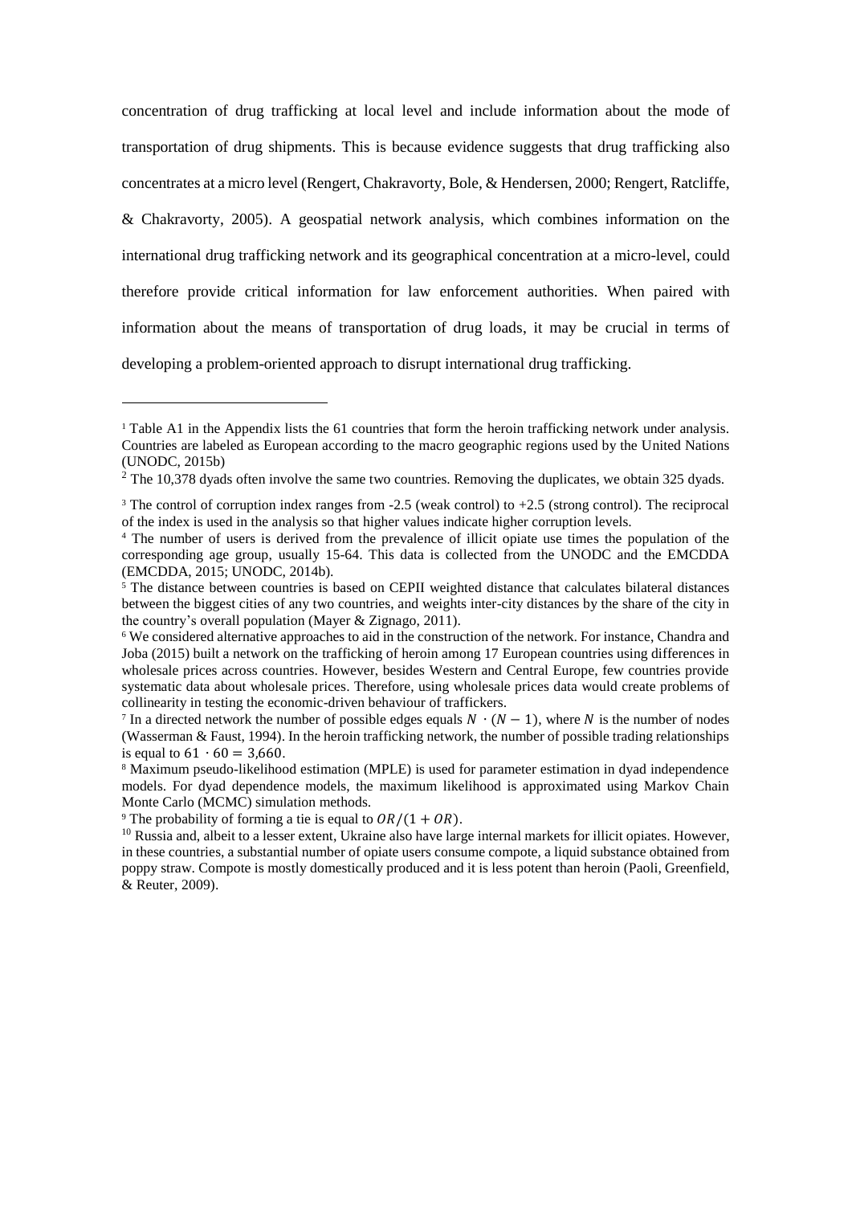concentration of drug trafficking at local level and include information about the mode of transportation of drug shipments. This is because evidence suggests that drug trafficking also concentrates at a micro level (Rengert, Chakravorty, Bole, & Hendersen, 2000; Rengert, Ratcliffe, & Chakravorty, 2005). A geospatial network analysis, which combines information on the international drug trafficking network and its geographical concentration at a micro-level, could therefore provide critical information for law enforcement authorities. When paired with information about the means of transportation of drug loads, it may be crucial in terms of developing a problem-oriented approach to disrupt international drug trafficking.

---

[1] Table A1 in the Appendix lists the 61 countries that form the heroin trafficking network under analysis. Countries are labeled as European according to the macro geographic regions used by the United Nations (UNODC, 2015b)

[2] The 10,378 dyads often involve the same two countries. Removing the duplicates, we obtain 325 dyads.

[3] The control of corruption index ranges from -2.5 (weak control) to +2.5 (strong control). The reciprocal of the index is used in the analysis so that higher values indicate higher corruption levels.

[4] The number of users is derived from the prevalence of illicit opiate use times the population of the corresponding age group, usually 15-64. This data is collected from the UNODC and the EMCDDA (EMCDDA, 2015; UNODC, 2014b).

[5] The distance between countries is based on CEPII weighted distance that calculates bilateral distances between the biggest cities of any two countries, and weights inter-city distances by the share of the city in the country's overall population (Mayer & Zignago, 2011).

[6] We considered alternative approaches to aid in the construction of the network. For instance, Chandra and Joba (2015) built a network on the trafficking of heroin among 17 European countries using differences in wholesale prices across countries. However, besides Western and Central Europe, few countries provide systematic data about wholesale prices. Therefore, using wholesale prices data would create problems of collinearity in testing the economic-driven behaviour of traffickers.

[7] In a directed network the number of possible edges equals $N \cdot (N-1)$, where $N$ is the number of nodes (Wasserman & Faust, 1994). In the heroin trafficking network, the number of possible trading relationships is equal to $61 \cdot 60 = 3{,}660$.

[8] Maximum pseudo-likelihood estimation (MPLE) is used for parameter estimation in dyad independence models. For dyad dependence models, the maximum likelihood is approximated using Markov Chain Monte Carlo (MCMC) simulation methods.

[9] The probability of forming a tie is equal to $OR/(1 + OR)$.

[10] Russia and, albeit to a lesser extent, Ukraine also have large internal markets for illicit opiates. However, in these countries, a substantial number of opiate users consume compote, a liquid substance obtained from poppy straw. Compote is mostly domestically produced and it is less potent than heroin (Paoli, Greenfield, & Reuter, 2009).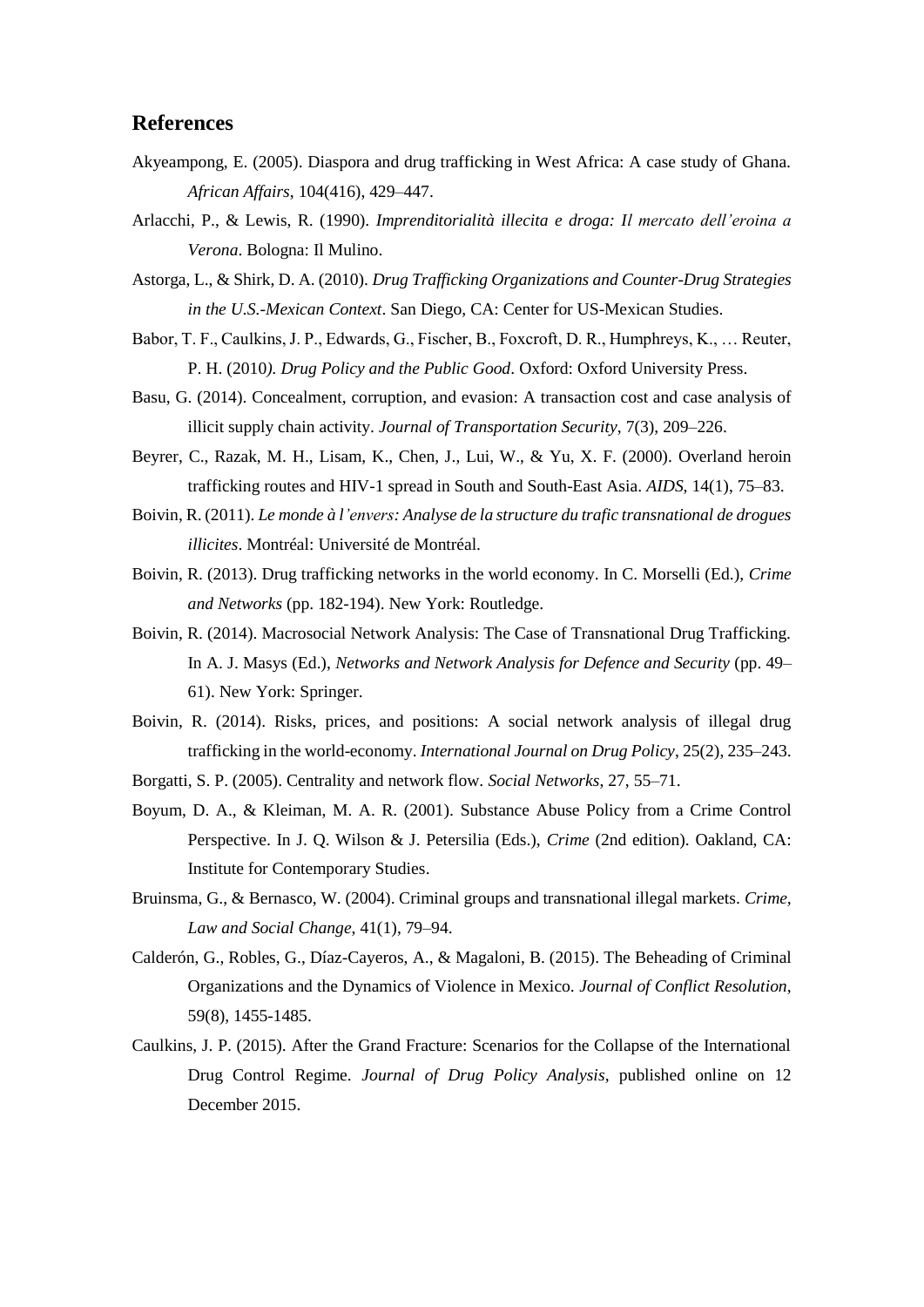## References

Akyeampong, E. (2005). Diaspora and drug trafficking in West Africa: A case study of Ghana. *African Affairs*, 104(416), 429–447.

Arlacchi, P., & Lewis, R. (1990). *Imprenditorialità illecita e droga: Il mercato dell'eroina a Verona*. Bologna: Il Mulino.

Astorga, L., & Shirk, D. A. (2010). *Drug Trafficking Organizations and Counter-Drug Strategies in the U.S.-Mexican Context*. San Diego, CA: Center for US-Mexican Studies.

Babor, T. F., Caulkins, J. P., Edwards, G., Fischer, B., Foxcroft, D. R., Humphreys, K., … Reuter, P. H. (2010*). Drug Policy and the Public Good*. Oxford: Oxford University Press.

Basu, G. (2014). Concealment, corruption, and evasion: A transaction cost and case analysis of illicit supply chain activity. *Journal of Transportation Security*, 7(3), 209–226.

Beyrer, C., Razak, M. H., Lisam, K., Chen, J., Lui, W., & Yu, X. F. (2000). Overland heroin trafficking routes and HIV-1 spread in South and South-East Asia. *AIDS*, 14(1), 75–83.

Boivin, R. (2011). *Le monde à l'envers: Analyse de la structure du trafic transnational de drogues illicites*. Montréal: Université de Montréal.

Boivin, R. (2013). Drug trafficking networks in the world economy. In C. Morselli (Ed.), *Crime and Networks* (pp. 182-194). New York: Routledge.

Boivin, R. (2014). Macrosocial Network Analysis: The Case of Transnational Drug Trafficking. In A. J. Masys (Ed.), *Networks and Network Analysis for Defence and Security* (pp. 49–61). New York: Springer.

Boivin, R. (2014). Risks, prices, and positions: A social network analysis of illegal drug trafficking in the world-economy. *International Journal on Drug Policy*, 25(2), 235–243.

Borgatti, S. P. (2005). Centrality and network flow. *Social Networks*, 27, 55–71.

Boyum, D. A., & Kleiman, M. A. R. (2001). Substance Abuse Policy from a Crime Control Perspective. In J. Q. Wilson & J. Petersilia (Eds.), *Crime* (2nd edition). Oakland, CA: Institute for Contemporary Studies.

Bruinsma, G., & Bernasco, W. (2004). Criminal groups and transnational illegal markets. *Crime, Law and Social Change*, 41(1), 79–94.

Calderón, G., Robles, G., Díaz-Cayeros, A., & Magaloni, B. (2015). The Beheading of Criminal Organizations and the Dynamics of Violence in Mexico. *Journal of Conflict Resolution*, 59(8), 1455-1485.

Caulkins, J. P. (2015). After the Grand Fracture: Scenarios for the Collapse of the International Drug Control Regime. *Journal of Drug Policy Analysis*, published online on 12 December 2015.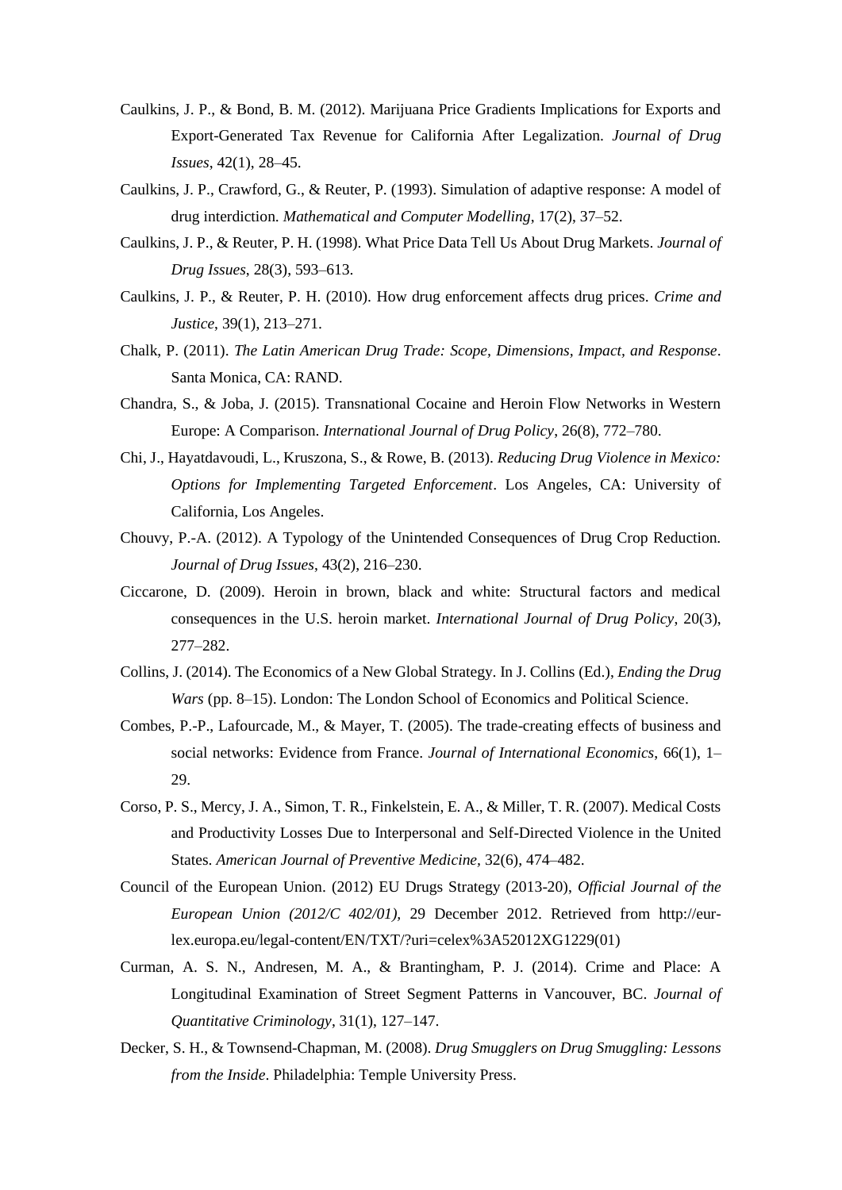Caulkins, J. P., & Bond, B. M. (2012). Marijuana Price Gradients Implications for Exports and Export-Generated Tax Revenue for California After Legalization. *Journal of Drug Issues*, 42(1), 28–45.

Caulkins, J. P., Crawford, G., & Reuter, P. (1993). Simulation of adaptive response: A model of drug interdiction. *Mathematical and Computer Modelling*, 17(2), 37–52.

Caulkins, J. P., & Reuter, P. H. (1998). What Price Data Tell Us About Drug Markets. *Journal of Drug Issues*, 28(3), 593–613.

Caulkins, J. P., & Reuter, P. H. (2010). How drug enforcement affects drug prices. *Crime and Justice*, 39(1), 213–271.

Chalk, P. (2011). *The Latin American Drug Trade: Scope, Dimensions, Impact, and Response*. Santa Monica, CA: RAND.

Chandra, S., & Joba, J. (2015). Transnational Cocaine and Heroin Flow Networks in Western Europe: A Comparison. *International Journal of Drug Policy*, 26(8), 772–780.

Chi, J., Hayatdavoudi, L., Kruszona, S., & Rowe, B. (2013). *Reducing Drug Violence in Mexico: Options for Implementing Targeted Enforcement*. Los Angeles, CA: University of California, Los Angeles.

Chouvy, P.-A. (2012). A Typology of the Unintended Consequences of Drug Crop Reduction. *Journal of Drug Issues*, 43(2), 216–230.

Ciccarone, D. (2009). Heroin in brown, black and white: Structural factors and medical consequences in the U.S. heroin market. *International Journal of Drug Policy*, 20(3), 277–282.

Collins, J. (2014). The Economics of a New Global Strategy. In J. Collins (Ed.), *Ending the Drug Wars* (pp. 8–15). London: The London School of Economics and Political Science.

Combes, P.-P., Lafourcade, M., & Mayer, T. (2005). The trade-creating effects of business and social networks: Evidence from France. *Journal of International Economics*, 66(1), 1–29.

Corso, P. S., Mercy, J. A., Simon, T. R., Finkelstein, E. A., & Miller, T. R. (2007). Medical Costs and Productivity Losses Due to Interpersonal and Self-Directed Violence in the United States. *American Journal of Preventive Medicine*, 32(6), 474–482.

Council of the European Union. (2012) EU Drugs Strategy (2013-20), *Official Journal of the European Union (2012/C 402/01)*, 29 December 2012. Retrieved from http://eur-lex.europa.eu/legal-content/EN/TXT/?uri=celex%3A52012XG1229(01)

Curman, A. S. N., Andresen, M. A., & Brantingham, P. J. (2014). Crime and Place: A Longitudinal Examination of Street Segment Patterns in Vancouver, BC. *Journal of Quantitative Criminology*, 31(1), 127–147.

Decker, S. H., & Townsend-Chapman, M. (2008). *Drug Smugglers on Drug Smuggling: Lessons from the Inside*. Philadelphia: Temple University Press.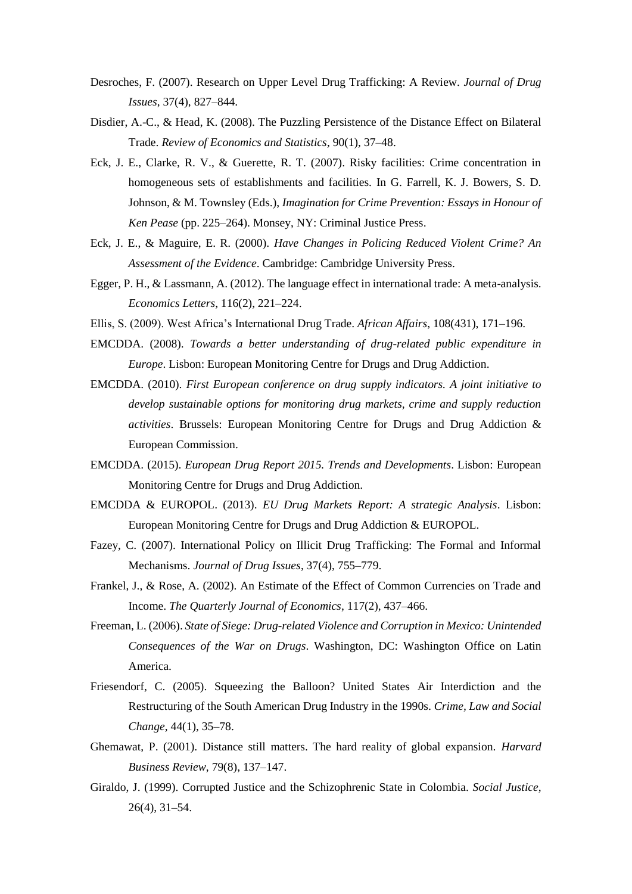Desroches, F. (2007). Research on Upper Level Drug Trafficking: A Review. *Journal of Drug Issues*, 37(4), 827–844.

Disdier, A.-C., & Head, K. (2008). The Puzzling Persistence of the Distance Effect on Bilateral Trade. *Review of Economics and Statistics*, 90(1), 37–48.

Eck, J. E., Clarke, R. V., & Guerette, R. T. (2007). Risky facilities: Crime concentration in homogeneous sets of establishments and facilities. In G. Farrell, K. J. Bowers, S. D. Johnson, & M. Townsley (Eds.), *Imagination for Crime Prevention: Essays in Honour of Ken Pease* (pp. 225–264). Monsey, NY: Criminal Justice Press.

Eck, J. E., & Maguire, E. R. (2000). *Have Changes in Policing Reduced Violent Crime? An Assessment of the Evidence*. Cambridge: Cambridge University Press.

Egger, P. H., & Lassmann, A. (2012). The language effect in international trade: A meta-analysis. *Economics Letters*, 116(2), 221–224.

Ellis, S. (2009). West Africa's International Drug Trade. *African Affairs*, 108(431), 171–196.

EMCDDA. (2008). *Towards a better understanding of drug-related public expenditure in Europe*. Lisbon: European Monitoring Centre for Drugs and Drug Addiction.

EMCDDA. (2010). *First European conference on drug supply indicators. A joint initiative to develop sustainable options for monitoring drug markets, crime and supply reduction activities*. Brussels: European Monitoring Centre for Drugs and Drug Addiction & European Commission.

EMCDDA. (2015). *European Drug Report 2015. Trends and Developments*. Lisbon: European Monitoring Centre for Drugs and Drug Addiction.

EMCDDA & EUROPOL. (2013). *EU Drug Markets Report: A strategic Analysis*. Lisbon: European Monitoring Centre for Drugs and Drug Addiction & EUROPOL.

Fazey, C. (2007). International Policy on Illicit Drug Trafficking: The Formal and Informal Mechanisms. *Journal of Drug Issues*, 37(4), 755–779.

Frankel, J., & Rose, A. (2002). An Estimate of the Effect of Common Currencies on Trade and Income. *The Quarterly Journal of Economics*, 117(2), 437–466.

Freeman, L. (2006). *State of Siege: Drug-related Violence and Corruption in Mexico: Unintended Consequences of the War on Drugs*. Washington, DC: Washington Office on Latin America.

Friesendorf, C. (2005). Squeezing the Balloon? United States Air Interdiction and the Restructuring of the South American Drug Industry in the 1990s. *Crime, Law and Social Change*, 44(1), 35–78.

Ghemawat, P. (2001). Distance still matters. The hard reality of global expansion. *Harvard Business Review*, 79(8), 137–147.

Giraldo, J. (1999). Corrupted Justice and the Schizophrenic State in Colombia. *Social Justice*, 26(4), 31–54.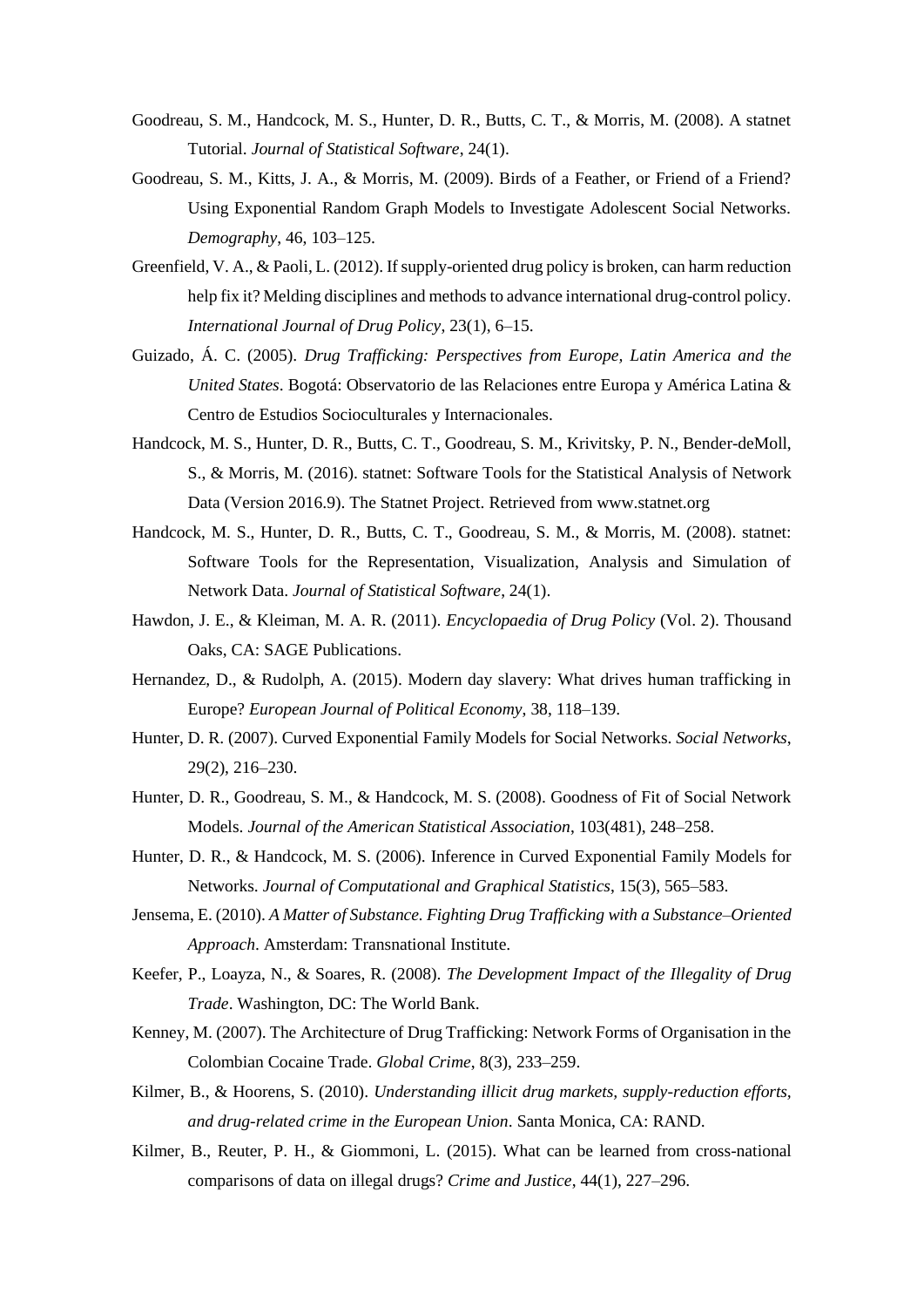Goodreau, S. M., Handcock, M. S., Hunter, D. R., Butts, C. T., & Morris, M. (2008). A statnet Tutorial. *Journal of Statistical Software*, 24(1).

Goodreau, S. M., Kitts, J. A., & Morris, M. (2009). Birds of a Feather, or Friend of a Friend? Using Exponential Random Graph Models to Investigate Adolescent Social Networks. *Demography*, 46, 103–125.

Greenfield, V. A., & Paoli, L. (2012). If supply-oriented drug policy is broken, can harm reduction help fix it? Melding disciplines and methods to advance international drug-control policy. *International Journal of Drug Policy*, 23(1), 6–15.

Guizado, Á. C. (2005). *Drug Trafficking: Perspectives from Europe, Latin America and the United States*. Bogotá: Observatorio de las Relaciones entre Europa y América Latina & Centro de Estudios Socioculturales y Internacionales.

Handcock, M. S., Hunter, D. R., Butts, C. T., Goodreau, S. M., Krivitsky, P. N., Bender-deMoll, S., & Morris, M. (2016). statnet: Software Tools for the Statistical Analysis of Network Data (Version 2016.9). The Statnet Project. Retrieved from www.statnet.org

Handcock, M. S., Hunter, D. R., Butts, C. T., Goodreau, S. M., & Morris, M. (2008). statnet: Software Tools for the Representation, Visualization, Analysis and Simulation of Network Data. *Journal of Statistical Software*, 24(1).

Hawdon, J. E., & Kleiman, M. A. R. (2011). *Encyclopaedia of Drug Policy* (Vol. 2). Thousand Oaks, CA: SAGE Publications.

Hernandez, D., & Rudolph, A. (2015). Modern day slavery: What drives human trafficking in Europe? *European Journal of Political Economy*, 38, 118–139.

Hunter, D. R. (2007). Curved Exponential Family Models for Social Networks. *Social Networks*, 29(2), 216–230.

Hunter, D. R., Goodreau, S. M., & Handcock, M. S. (2008). Goodness of Fit of Social Network Models. *Journal of the American Statistical Association*, 103(481), 248–258.

Hunter, D. R., & Handcock, M. S. (2006). Inference in Curved Exponential Family Models for Networks. *Journal of Computational and Graphical Statistics*, 15(3), 565–583.

Jensema, E. (2010). *A Matter of Substance. Fighting Drug Trafficking with a Substance–Oriented Approach*. Amsterdam: Transnational Institute.

Keefer, P., Loayza, N., & Soares, R. (2008). *The Development Impact of the Illegality of Drug Trade*. Washington, DC: The World Bank.

Kenney, M. (2007). The Architecture of Drug Trafficking: Network Forms of Organisation in the Colombian Cocaine Trade. *Global Crime*, 8(3), 233–259.

Kilmer, B., & Hoorens, S. (2010). *Understanding illicit drug markets, supply-reduction efforts, and drug-related crime in the European Union*. Santa Monica, CA: RAND.

Kilmer, B., Reuter, P. H., & Giommoni, L. (2015). What can be learned from cross-national comparisons of data on illegal drugs? *Crime and Justice*, 44(1), 227–296.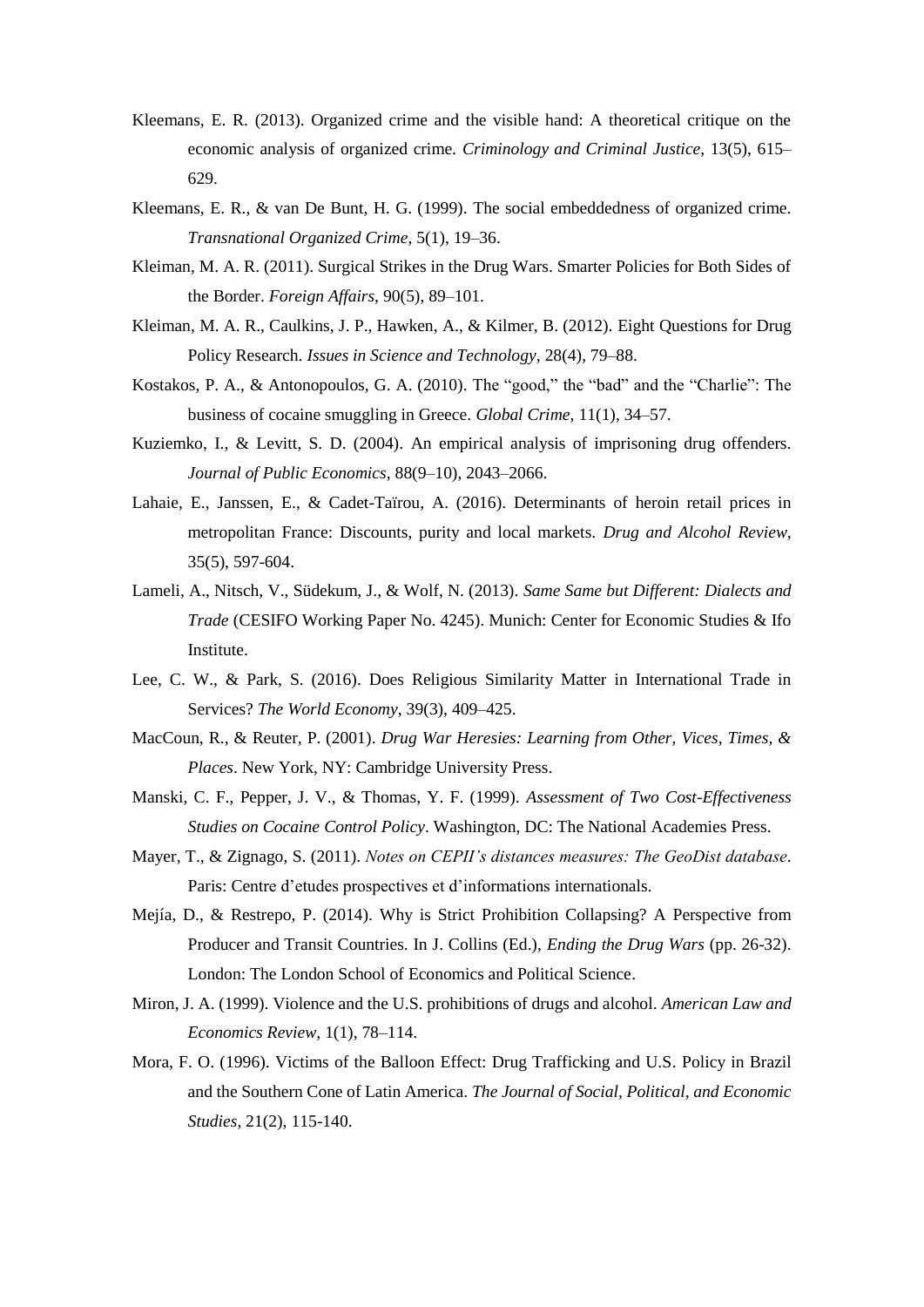Kleemans, E. R. (2013). Organized crime and the visible hand: A theoretical critique on the economic analysis of organized crime. *Criminology and Criminal Justice*, 13(5), 615–629.

Kleemans, E. R., & van De Bunt, H. G. (1999). The social embeddedness of organized crime. *Transnational Organized Crime*, 5(1), 19–36.

Kleiman, M. A. R. (2011). Surgical Strikes in the Drug Wars. Smarter Policies for Both Sides of the Border. *Foreign Affairs*, 90(5), 89–101.

Kleiman, M. A. R., Caulkins, J. P., Hawken, A., & Kilmer, B. (2012). Eight Questions for Drug Policy Research. *Issues in Science and Technology*, 28(4), 79–88.

Kostakos, P. A., & Antonopoulos, G. A. (2010). The "good," the "bad" and the "Charlie": The business of cocaine smuggling in Greece. *Global Crime*, 11(1), 34–57.

Kuziemko, I., & Levitt, S. D. (2004). An empirical analysis of imprisoning drug offenders. *Journal of Public Economics*, 88(9–10), 2043–2066.

Lahaie, E., Janssen, E., & Cadet-Taïrou, A. (2016). Determinants of heroin retail prices in metropolitan France: Discounts, purity and local markets. *Drug and Alcohol Review*, 35(5), 597-604.

Lameli, A., Nitsch, V., Südekum, J., & Wolf, N. (2013). *Same Same but Different: Dialects and Trade* (CESIFO Working Paper No. 4245). Munich: Center for Economic Studies & Ifo Institute.

Lee, C. W., & Park, S. (2016). Does Religious Similarity Matter in International Trade in Services? *The World Economy*, 39(3), 409–425.

MacCoun, R., & Reuter, P. (2001). *Drug War Heresies: Learning from Other, Vices, Times, & Places*. New York, NY: Cambridge University Press.

Manski, C. F., Pepper, J. V., & Thomas, Y. F. (1999). *Assessment of Two Cost-Effectiveness Studies on Cocaine Control Policy*. Washington, DC: The National Academies Press.

Mayer, T., & Zignago, S. (2011). *Notes on CEPII's distances measures: The GeoDist database*. Paris: Centre d'etudes prospectives et d'informations internationals.

Mejía, D., & Restrepo, P. (2014). Why is Strict Prohibition Collapsing? A Perspective from Producer and Transit Countries. In J. Collins (Ed.), *Ending the Drug Wars* (pp. 26-32). London: The London School of Economics and Political Science.

Miron, J. A. (1999). Violence and the U.S. prohibitions of drugs and alcohol. *American Law and Economics Review*, 1(1), 78–114.

Mora, F. O. (1996). Victims of the Balloon Effect: Drug Trafficking and U.S. Policy in Brazil and the Southern Cone of Latin America. *The Journal of Social, Political, and Economic Studies*, 21(2), 115-140.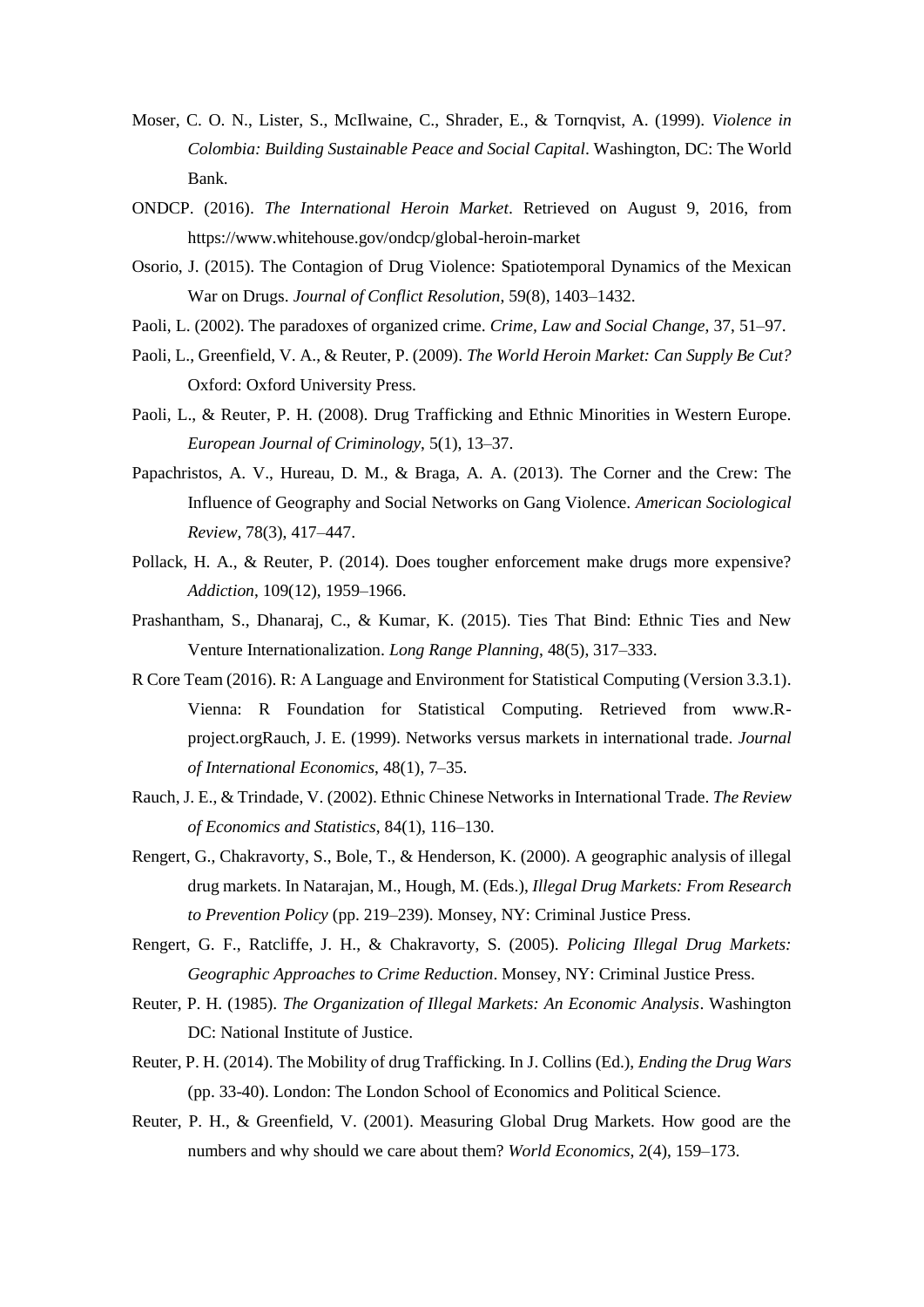Moser, C. O. N., Lister, S., McIlwaine, C., Shrader, E., & Tornqvist, A. (1999). *Violence in Colombia: Building Sustainable Peace and Social Capital*. Washington, DC: The World Bank.

ONDCP. (2016). *The International Heroin Market*. Retrieved on August 9, 2016, from https://www.whitehouse.gov/ondcp/global-heroin-market

Osorio, J. (2015). The Contagion of Drug Violence: Spatiotemporal Dynamics of the Mexican War on Drugs. *Journal of Conflict Resolution*, 59(8), 1403–1432.

Paoli, L. (2002). The paradoxes of organized crime. *Crime, Law and Social Change*, 37, 51–97.

Paoli, L., Greenfield, V. A., & Reuter, P. (2009). *The World Heroin Market: Can Supply Be Cut?* Oxford: Oxford University Press.

Paoli, L., & Reuter, P. H. (2008). Drug Trafficking and Ethnic Minorities in Western Europe. *European Journal of Criminology*, 5(1), 13–37.

Papachristos, A. V., Hureau, D. M., & Braga, A. A. (2013). The Corner and the Crew: The Influence of Geography and Social Networks on Gang Violence. *American Sociological Review*, 78(3), 417–447.

Pollack, H. A., & Reuter, P. (2014). Does tougher enforcement make drugs more expensive? *Addiction*, 109(12), 1959–1966.

Prashantham, S., Dhanaraj, C., & Kumar, K. (2015). Ties That Bind: Ethnic Ties and New Venture Internationalization. *Long Range Planning*, 48(5), 317–333.

R Core Team (2016). R: A Language and Environment for Statistical Computing (Version 3.3.1). Vienna: R Foundation for Statistical Computing. Retrieved from www.R-project.orgRauch, J. E. (1999). Networks versus markets in international trade. *Journal of International Economics*, 48(1), 7–35.

Rauch, J. E., & Trindade, V. (2002). Ethnic Chinese Networks in International Trade. *The Review of Economics and Statistics*, 84(1), 116–130.

Rengert, G., Chakravorty, S., Bole, T., & Henderson, K. (2000). A geographic analysis of illegal drug markets. In Natarajan, M., Hough, M. (Eds.), *Illegal Drug Markets: From Research to Prevention Policy* (pp. 219–239). Monsey, NY: Criminal Justice Press.

Rengert, G. F., Ratcliffe, J. H., & Chakravorty, S. (2005). *Policing Illegal Drug Markets: Geographic Approaches to Crime Reduction*. Monsey, NY: Criminal Justice Press.

Reuter, P. H. (1985). *The Organization of Illegal Markets: An Economic Analysis*. Washington DC: National Institute of Justice.

Reuter, P. H. (2014). The Mobility of drug Trafficking. In J. Collins (Ed.), *Ending the Drug Wars* (pp. 33-40). London: The London School of Economics and Political Science.

Reuter, P. H., & Greenfield, V. (2001). Measuring Global Drug Markets. How good are the numbers and why should we care about them? *World Economics*, 2(4), 159–173.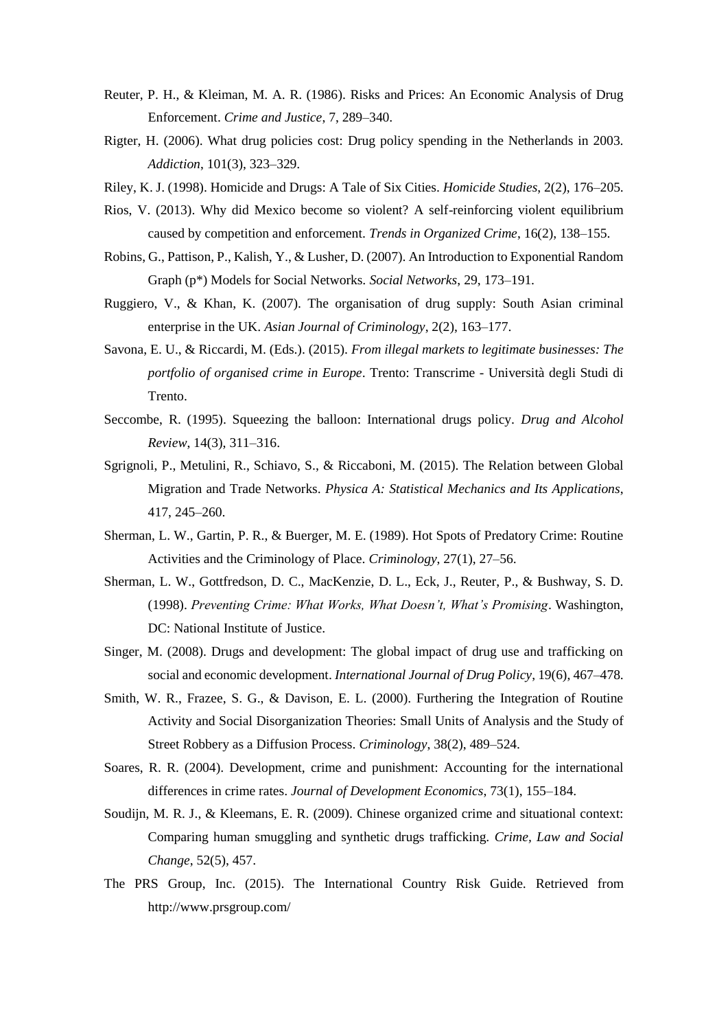Reuter, P. H., & Kleiman, M. A. R. (1986). Risks and Prices: An Economic Analysis of Drug Enforcement. *Crime and Justice*, 7, 289–340.

Rigter, H. (2006). What drug policies cost: Drug policy spending in the Netherlands in 2003. *Addiction*, 101(3), 323–329.

Riley, K. J. (1998). Homicide and Drugs: A Tale of Six Cities. *Homicide Studies*, 2(2), 176–205.

Rios, V. (2013). Why did Mexico become so violent? A self-reinforcing violent equilibrium caused by competition and enforcement. *Trends in Organized Crime*, 16(2), 138–155.

Robins, G., Pattison, P., Kalish, Y., & Lusher, D. (2007). An Introduction to Exponential Random Graph (p*) Models for Social Networks. *Social Networks*, 29, 173–191.

Ruggiero, V., & Khan, K. (2007). The organisation of drug supply: South Asian criminal enterprise in the UK. *Asian Journal of Criminology*, 2(2), 163–177.

Savona, E. U., & Riccardi, M. (Eds.). (2015). *From illegal markets to legitimate businesses: The portfolio of organised crime in Europe*. Trento: Transcrime - Università degli Studi di Trento.

Seccombe, R. (1995). Squeezing the balloon: International drugs policy. *Drug and Alcohol Review*, 14(3), 311–316.

Sgrignoli, P., Metulini, R., Schiavo, S., & Riccaboni, M. (2015). The Relation between Global Migration and Trade Networks. *Physica A: Statistical Mechanics and Its Applications*, 417, 245–260.

Sherman, L. W., Gartin, P. R., & Buerger, M. E. (1989). Hot Spots of Predatory Crime: Routine Activities and the Criminology of Place. *Criminology*, 27(1), 27–56.

Sherman, L. W., Gottfredson, D. C., MacKenzie, D. L., Eck, J., Reuter, P., & Bushway, S. D. (1998). *Preventing Crime: What Works, What Doesn't, What's Promising*. Washington, DC: National Institute of Justice.

Singer, M. (2008). Drugs and development: The global impact of drug use and trafficking on social and economic development. *International Journal of Drug Policy*, 19(6), 467–478.

Smith, W. R., Frazee, S. G., & Davison, E. L. (2000). Furthering the Integration of Routine Activity and Social Disorganization Theories: Small Units of Analysis and the Study of Street Robbery as a Diffusion Process. *Criminology*, 38(2), 489–524.

Soares, R. R. (2004). Development, crime and punishment: Accounting for the international differences in crime rates. *Journal of Development Economics*, 73(1), 155–184.

Soudijn, M. R. J., & Kleemans, E. R. (2009). Chinese organized crime and situational context: Comparing human smuggling and synthetic drugs trafficking. *Crime, Law and Social Change*, 52(5), 457.

The PRS Group, Inc. (2015). The International Country Risk Guide. Retrieved from http://www.prsgroup.com/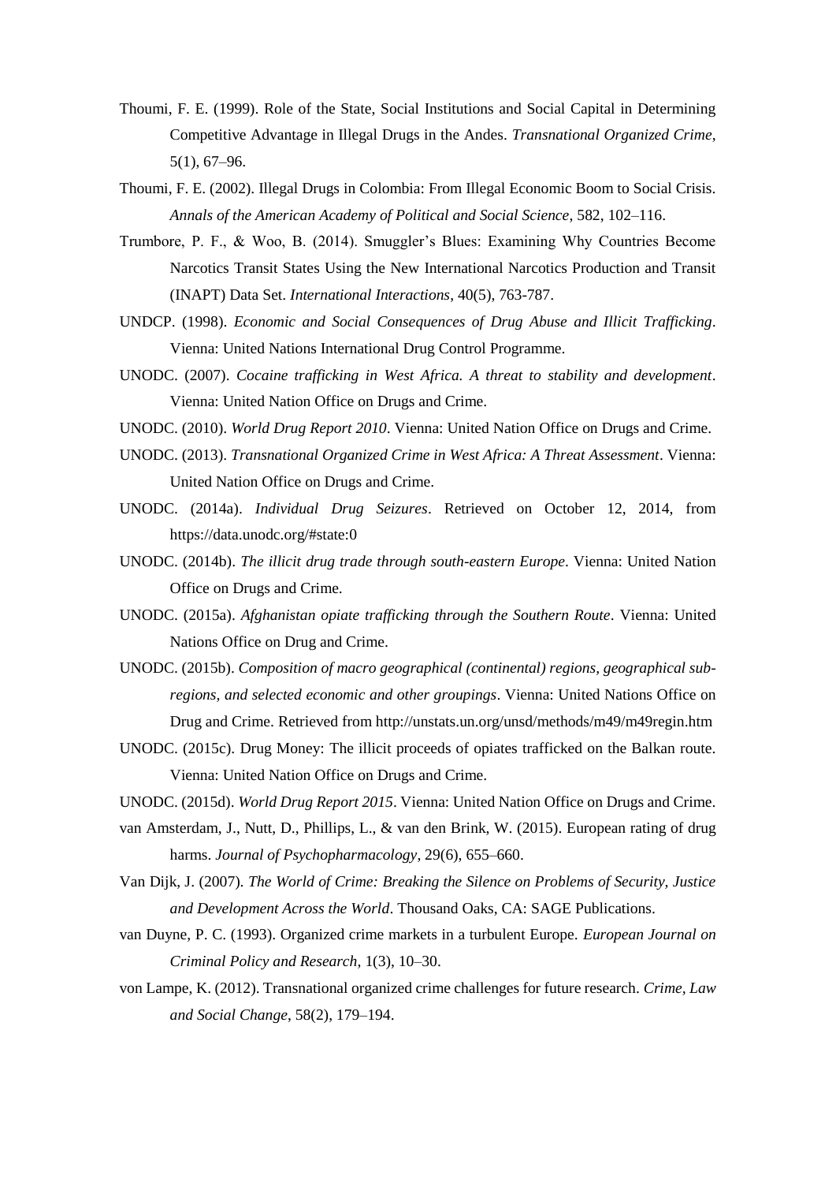Thoumi, F. E. (1999). Role of the State, Social Institutions and Social Capital in Determining Competitive Advantage in Illegal Drugs in the Andes. *Transnational Organized Crime*, 5(1), 67–96.

Thoumi, F. E. (2002). Illegal Drugs in Colombia: From Illegal Economic Boom to Social Crisis. *Annals of the American Academy of Political and Social Science*, 582, 102–116.

Trumbore, P. F., & Woo, B. (2014). Smuggler's Blues: Examining Why Countries Become Narcotics Transit States Using the New International Narcotics Production and Transit (INAPT) Data Set. *International Interactions*, 40(5), 763-787.

UNDCP. (1998). *Economic and Social Consequences of Drug Abuse and Illicit Trafficking*. Vienna: United Nations International Drug Control Programme.

UNODC. (2007). *Cocaine trafficking in West Africa. A threat to stability and development*. Vienna: United Nation Office on Drugs and Crime.

UNODC. (2010). *World Drug Report 2010*. Vienna: United Nation Office on Drugs and Crime.

UNODC. (2013). *Transnational Organized Crime in West Africa: A Threat Assessment*. Vienna: United Nation Office on Drugs and Crime.

UNODC. (2014a). *Individual Drug Seizures*. Retrieved on October 12, 2014, from https://data.unodc.org/#state:0

UNODC. (2014b). *The illicit drug trade through south-eastern Europe*. Vienna: United Nation Office on Drugs and Crime.

UNODC. (2015a). *Afghanistan opiate trafficking through the Southern Route*. Vienna: United Nations Office on Drug and Crime.

UNODC. (2015b). *Composition of macro geographical (continental) regions, geographical sub-regions, and selected economic and other groupings*. Vienna: United Nations Office on Drug and Crime. Retrieved from http://unstats.un.org/unsd/methods/m49/m49regin.htm

UNODC. (2015c). Drug Money: The illicit proceeds of opiates trafficked on the Balkan route. Vienna: United Nation Office on Drugs and Crime.

UNODC. (2015d). *World Drug Report 2015*. Vienna: United Nation Office on Drugs and Crime.

van Amsterdam, J., Nutt, D., Phillips, L., & van den Brink, W. (2015). European rating of drug harms. *Journal of Psychopharmacology*, 29(6), 655–660.

Van Dijk, J. (2007). *The World of Crime: Breaking the Silence on Problems of Security, Justice and Development Across the World*. Thousand Oaks, CA: SAGE Publications.

van Duyne, P. C. (1993). Organized crime markets in a turbulent Europe. *European Journal on Criminal Policy and Research*, 1(3), 10–30.

von Lampe, K. (2012). Transnational organized crime challenges for future research. *Crime, Law and Social Change*, 58(2), 179–194.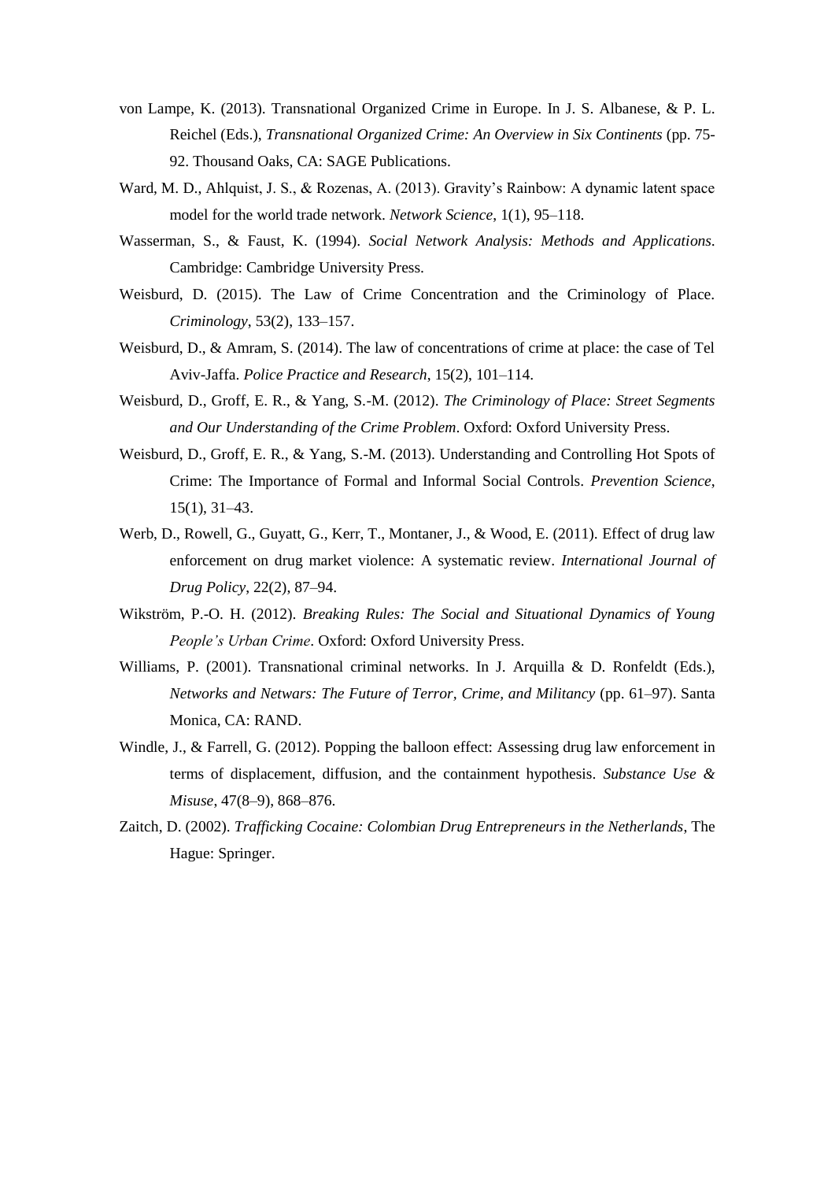von Lampe, K. (2013). Transnational Organized Crime in Europe. In J. S. Albanese, & P. L. Reichel (Eds.), *Transnational Organized Crime: An Overview in Six Continents* (pp. 75-92. Thousand Oaks, CA: SAGE Publications.

Ward, M. D., Ahlquist, J. S., & Rozenas, A. (2013). Gravity's Rainbow: A dynamic latent space model for the world trade network. *Network Science*, 1(1), 95–118.

Wasserman, S., & Faust, K. (1994). *Social Network Analysis: Methods and Applications*. Cambridge: Cambridge University Press.

Weisburd, D. (2015). The Law of Crime Concentration and the Criminology of Place. *Criminology*, 53(2), 133–157.

Weisburd, D., & Amram, S. (2014). The law of concentrations of crime at place: the case of Tel Aviv-Jaffa. *Police Practice and Research*, 15(2), 101–114.

Weisburd, D., Groff, E. R., & Yang, S.-M. (2012). *The Criminology of Place: Street Segments and Our Understanding of the Crime Problem*. Oxford: Oxford University Press.

Weisburd, D., Groff, E. R., & Yang, S.-M. (2013). Understanding and Controlling Hot Spots of Crime: The Importance of Formal and Informal Social Controls. *Prevention Science*, 15(1), 31–43.

Werb, D., Rowell, G., Guyatt, G., Kerr, T., Montaner, J., & Wood, E. (2011). Effect of drug law enforcement on drug market violence: A systematic review. *International Journal of Drug Policy*, 22(2), 87–94.

Wikström, P.-O. H. (2012). *Breaking Rules: The Social and Situational Dynamics of Young People's Urban Crime*. Oxford: Oxford University Press.

Williams, P. (2001). Transnational criminal networks. In J. Arquilla & D. Ronfeldt (Eds.), *Networks and Netwars: The Future of Terror, Crime, and Militancy* (pp. 61–97). Santa Monica, CA: RAND.

Windle, J., & Farrell, G. (2012). Popping the balloon effect: Assessing drug law enforcement in terms of displacement, diffusion, and the containment hypothesis. *Substance Use & Misuse*, 47(8–9), 868–876.

Zaitch, D. (2002). *Trafficking Cocaine: Colombian Drug Entrepreneurs in the Netherlands*, The Hague: Springer.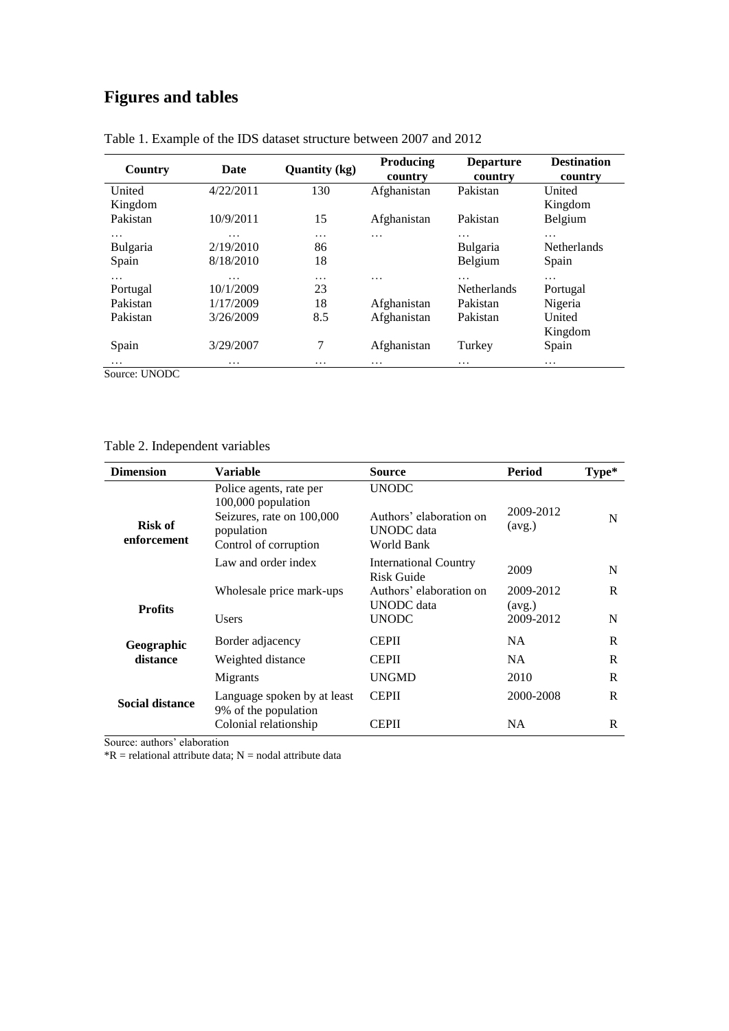# Figures and tables

Table 1. Example of the IDS dataset structure between 2007 and 2012

| Country | Date | Quantity (kg) | Producing country | Departure country | Destination country |
|---|---|---|---|---|---|
| United Kingdom | 4/22/2011 | 130 | Afghanistan | Pakistan | United Kingdom |
| Pakistan | 10/9/2011 | 15 | Afghanistan | Pakistan | Belgium |
| … | … | … | … | … | … |
| Bulgaria | 2/19/2010 | 86 | | Bulgaria | Netherlands |
| Spain | 8/18/2010 | 18 | | Belgium | Spain |
| … | … | … | … | … | … |
| Portugal | 10/1/2009 | 23 | | Netherlands | Portugal |
| Pakistan | 1/17/2009 | 18 | Afghanistan | Pakistan | Nigeria |
| Pakistan | 3/26/2009 | 8.5 | Afghanistan | Pakistan | United Kingdom |
| Spain | 3/29/2007 | 7 | Afghanistan | Turkey | Spain |
| … | … | … | … | … | … |

Source: UNODC

Table 2. Independent variables

| Dimension | Variable | Source | Period | Type* |
|---|---|---|---|---|
| **Risk of enforcement** | Police agents, rate per 100,000 population | UNODC | 2009-2012 (avg.) | N |
| | Seizures, rate on 100,000 population | Authors' elaboration on UNODC data | | |
| | Control of corruption | World Bank | | |
| | Law and order index | International Country Risk Guide | 2009 | N |
| **Profits** | Wholesale price mark-ups | Authors' elaboration on UNODC data | 2009-2012 (avg.) | R |
| | Users | UNODC | 2009-2012 | N |
| **Geographic distance** | Border adjacency | CEPII | NA | R |
| | Weighted distance | CEPII | NA | R |
| **Social distance** | Migrants | UNGMD | 2010 | R |
| | Language spoken by at least 9% of the population | CEPII | 2000-2008 | R |
| | Colonial relationship | CEPII | NA | R |

Source: authors' elaboration

*R = relational attribute data; N = nodal attribute data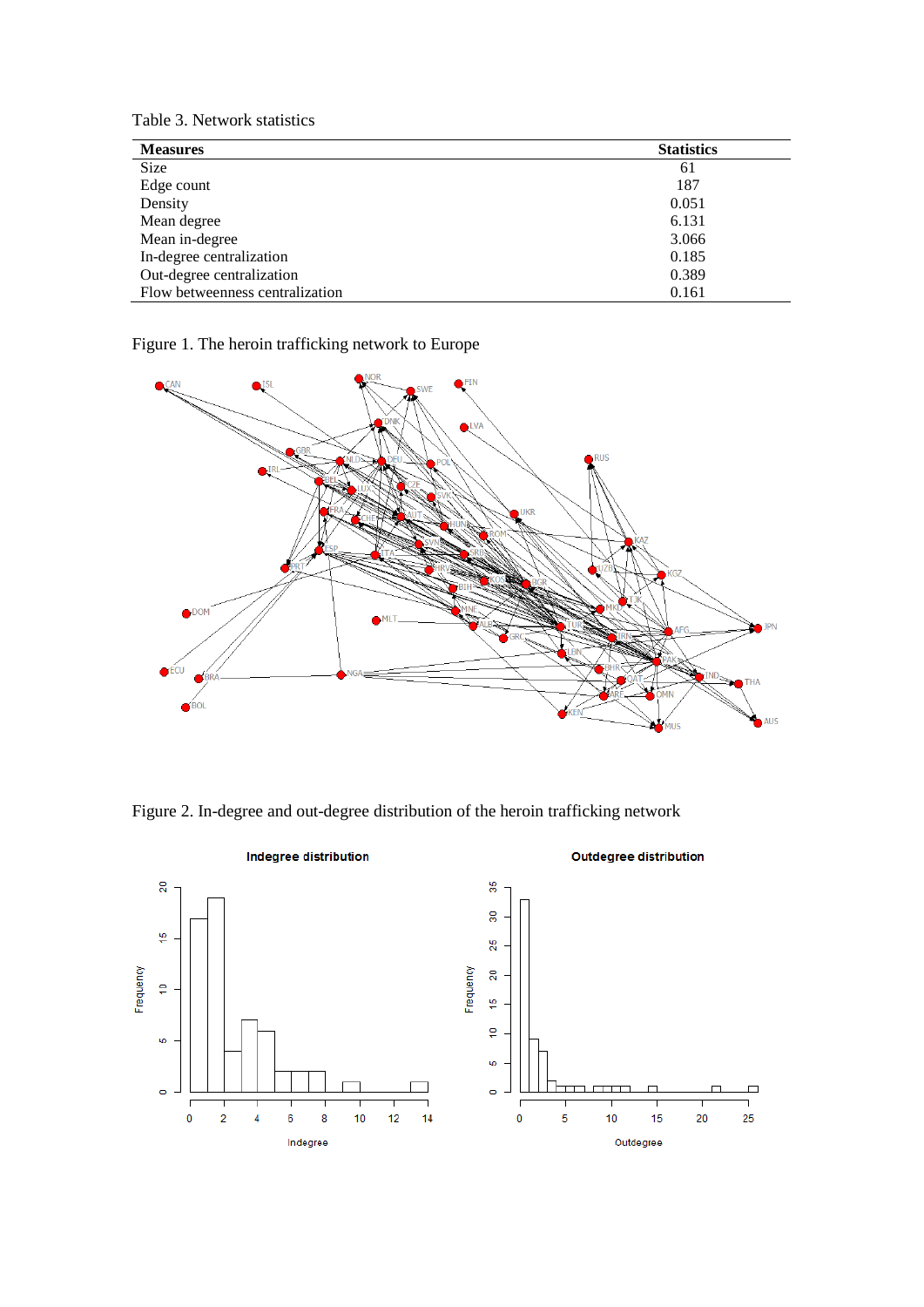Table 3. Network statistics

| Measures | Statistics |
|---|---|
| Size | 61 |
| Edge count | 187 |
| Density | 0.051 |
| Mean degree | 6.131 |
| Mean in-degree | 3.066 |
| In-degree centralization | 0.185 |
| Out-degree centralization | 0.389 |
| Flow betweenness centralization | 0.161 |

Figure 1. The heroin trafficking network to Europe

Figure 2. In-degree and out-degree distribution of the heroin trafficking network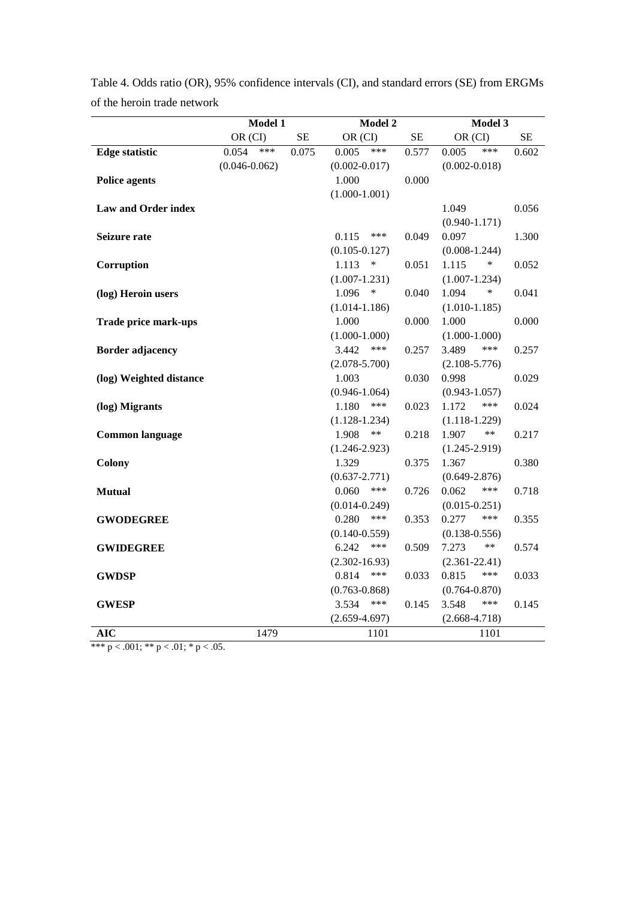Table 4. Odds ratio (OR), 95% confidence intervals (CI), and standard errors (SE) from ERGMs of the heroin trade network

| | Model 1 | | Model 2 | | Model 3 | |
|---|---|---|---|---|---|---|
| | OR (CI) | SE | OR (CI) | SE | OR (CI) | SE |
| **Edge statistic** | 0.054 *** (0.046-0.062) | 0.075 | 0.005 *** (0.002-0.017) | 0.577 | 0.005 *** (0.002-0.018) | 0.602 |
| **Police agents** | | | 1.000 (1.000-1.001) | 0.000 | | |
| **Law and Order index** | | | | | 1.049 (0.940-1.171) | 0.056 |
| **Seizure rate** | | | 0.115 *** (0.105-0.127) | 0.049 | 0.097 (0.008-1.244) | 1.300 |
| **Corruption** | | | 1.113 * (1.007-1.231) | 0.051 | 1.115 * (1.007-1.234) | 0.052 |
| **(log) Heroin users** | | | 1.096 * (1.014-1.186) | 0.040 | 1.094 * (1.010-1.185) | 0.041 |
| **Trade price mark-ups** | | | 1.000 (1.000-1.000) | 0.000 | 1.000 (1.000-1.000) | 0.000 |
| **Border adjacency** | | | 3.442 *** (2.078-5.700) | 0.257 | 3.489 *** (2.108-5.776) | 0.257 |
| **(log) Weighted distance** | | | 1.003 (0.946-1.064) | 0.030 | 0.998 (0.943-1.057) | 0.029 |
| **(log) Migrants** | | | 1.180 *** (1.128-1.234) | 0.023 | 1.172 *** (1.118-1.229) | 0.024 |
| **Common language** | | | 1.908 ** (1.246-2.923) | 0.218 | 1.907 ** (1.245-2.919) | 0.217 |
| **Colony** | | | 1.329 (0.637-2.771) | 0.375 | 1.367 (0.649-2.876) | 0.380 |
| **Mutual** | | | 0.060 *** (0.014-0.249) | 0.726 | 0.062 *** (0.015-0.251) | 0.718 |
| **GWODEGREE** | | | 0.280 *** (0.140-0.559) | 0.353 | 0.277 *** (0.138-0.556) | 0.355 |
| **GWIDEGREE** | | | 6.242 *** (2.302-16.93) | 0.509 | 7.273 ** (2.361-22.41) | 0.574 |
| **GWDSP** | | | 0.814 *** (0.763-0.868) | 0.033 | 0.815 *** (0.764-0.870) | 0.033 |
| **GWESP** | | | 3.534 *** (2.659-4.697) | 0.145 | 3.548 *** (2.668-4.718) | 0.145 |
| **AIC** | 1479 | | 1101 | | 1101 | |

*** p < .001; ** p < .01; * p < .05.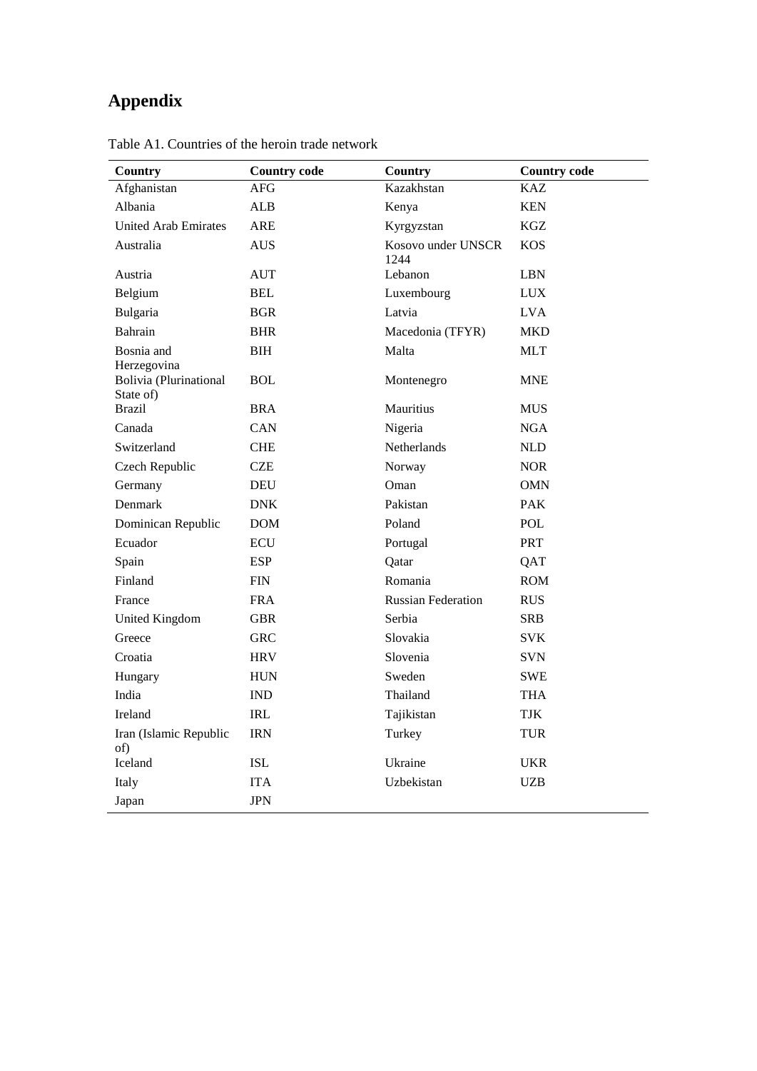# Appendix

Table A1. Countries of the heroin trade network

| Country | Country code | Country | Country code |
|---|---|---|---|
| Afghanistan | AFG | Kazakhstan | KAZ |
| Albania | ALB | Kenya | KEN |
| United Arab Emirates | ARE | Kyrgyzstan | KGZ |
| Australia | AUS | Kosovo under UNSCR 1244 | KOS |
| Austria | AUT | Lebanon | LBN |
| Belgium | BEL | Luxembourg | LUX |
| Bulgaria | BGR | Latvia | LVA |
| Bahrain | BHR | Macedonia (TFYR) | MKD |
| Bosnia and Herzegovina | BIH | Malta | MLT |
| Bolivia (Plurinational State of) | BOL | Montenegro | MNE |
| Brazil | BRA | Mauritius | MUS |
| Canada | CAN | Nigeria | NGA |
| Switzerland | CHE | Netherlands | NLD |
| Czech Republic | CZE | Norway | NOR |
| Germany | DEU | Oman | OMN |
| Denmark | DNK | Pakistan | PAK |
| Dominican Republic | DOM | Poland | POL |
| Ecuador | ECU | Portugal | PRT |
| Spain | ESP | Qatar | QAT |
| Finland | FIN | Romania | ROM |
| France | FRA | Russian Federation | RUS |
| United Kingdom | GBR | Serbia | SRB |
| Greece | GRC | Slovakia | SVK |
| Croatia | HRV | Slovenia | SVN |
| Hungary | HUN | Sweden | SWE |
| India | IND | Thailand | THA |
| Ireland | IRL | Tajikistan | TJK |
| Iran (Islamic Republic of) | IRN | Turkey | TUR |
| Iceland | ISL | Ukraine | UKR |
| Italy | ITA | Uzbekistan | UZB |
| Japan | JPN | | |